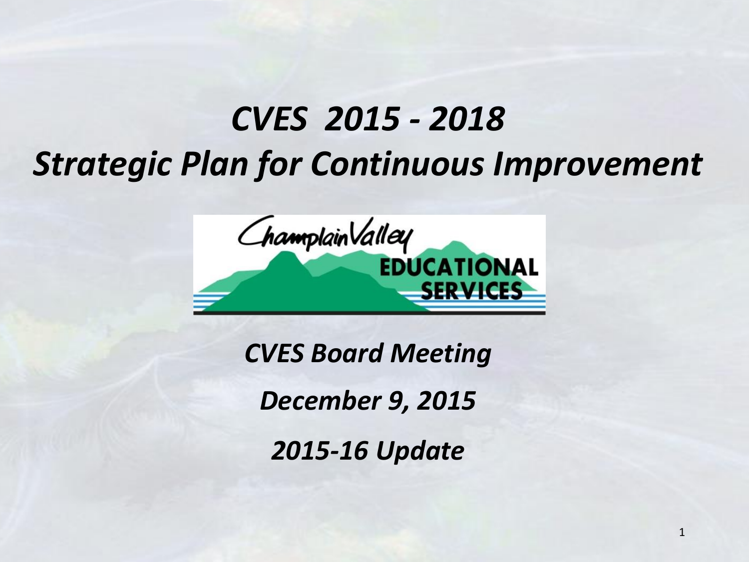# *CVES 2015 - 2018*
# *Strategic Plan for Continuous Improvement*

*CVES Board Meeting*

*December 9, 2015*

*2015-16 Update*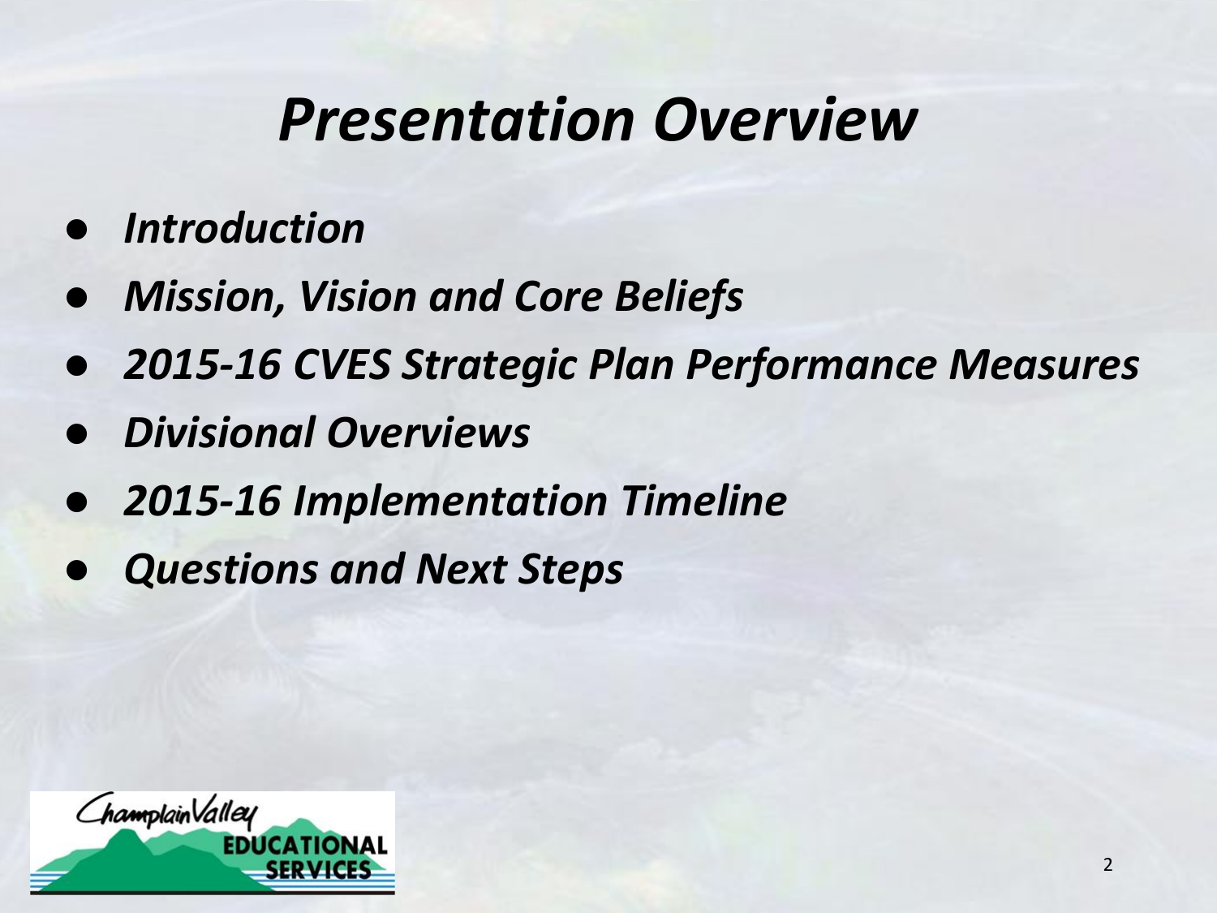# *Presentation Overview*

- ***Introduction***
- ***Mission, Vision and Core Beliefs***
- ***2015-16 CVES Strategic Plan Performance Measures***
- ***Divisional Overviews***
- ***2015-16 Implementation Timeline***
- ***Questions and Next Steps***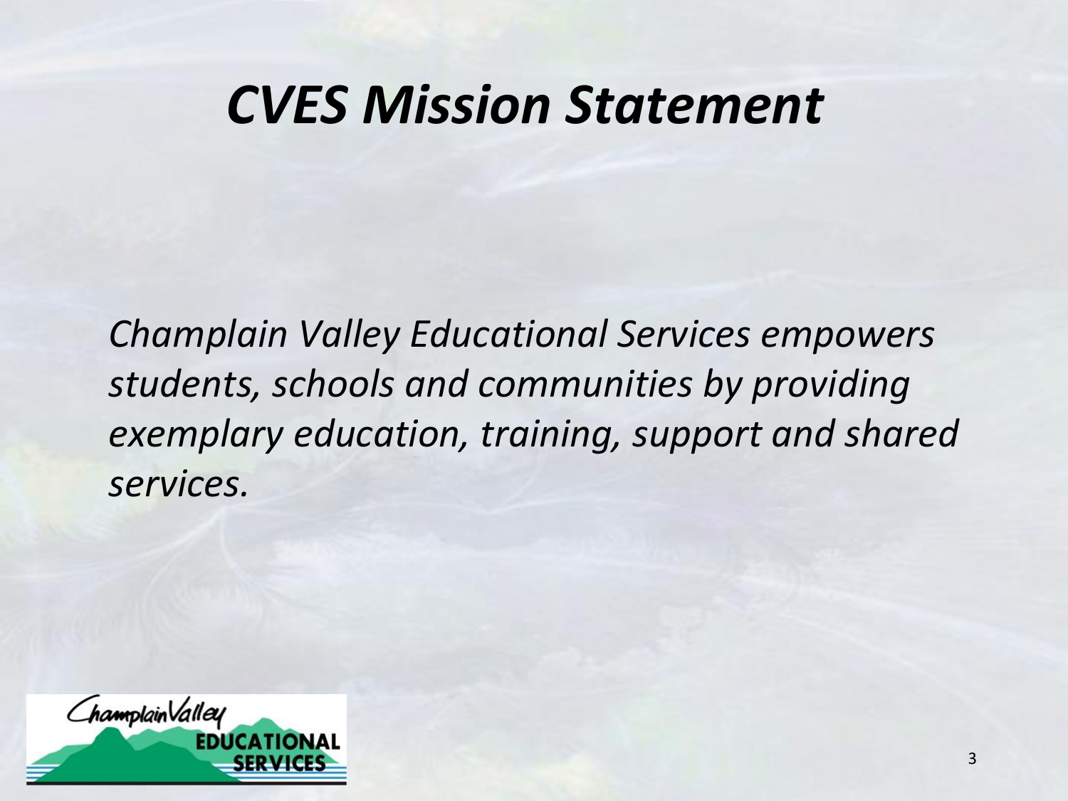# *CVES Mission Statement*

*Champlain Valley Educational Services empowers students, schools and communities by providing exemplary education, training, support and shared services.*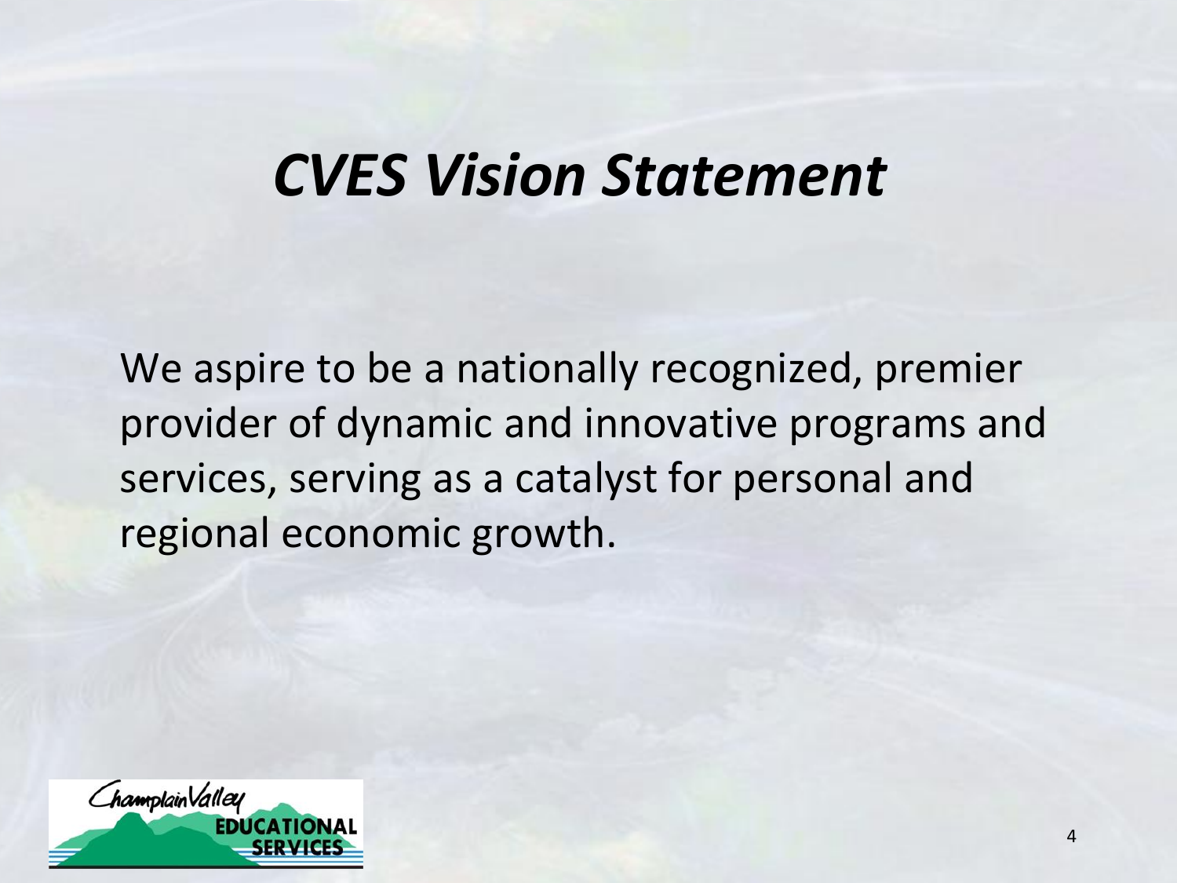# *CVES Vision Statement*

We aspire to be a nationally recognized, premier provider of dynamic and innovative programs and services, serving as a catalyst for personal and regional economic growth.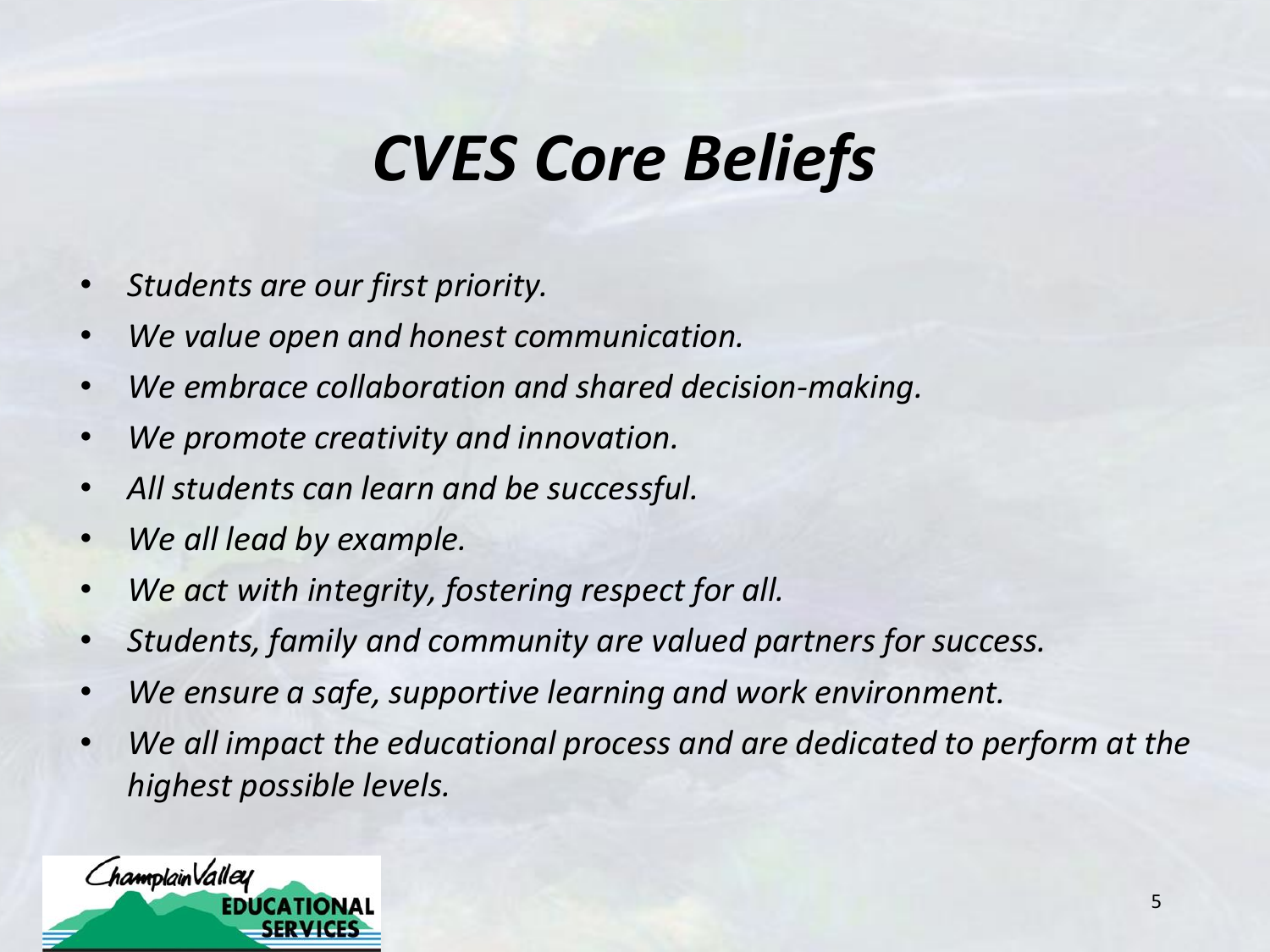# *CVES Core Beliefs*

- *Students are our first priority.*
- *We value open and honest communication.*
- *We embrace collaboration and shared decision-making.*
- *We promote creativity and innovation.*
- *All students can learn and be successful.*
- *We all lead by example.*
- *We act with integrity, fostering respect for all.*
- *Students, family and community are valued partners for success.*
- *We ensure a safe, supportive learning and work environment.*
- *We all impact the educational process and are dedicated to perform at the highest possible levels.*

Champlain Valley EDUCATIONAL SERVICES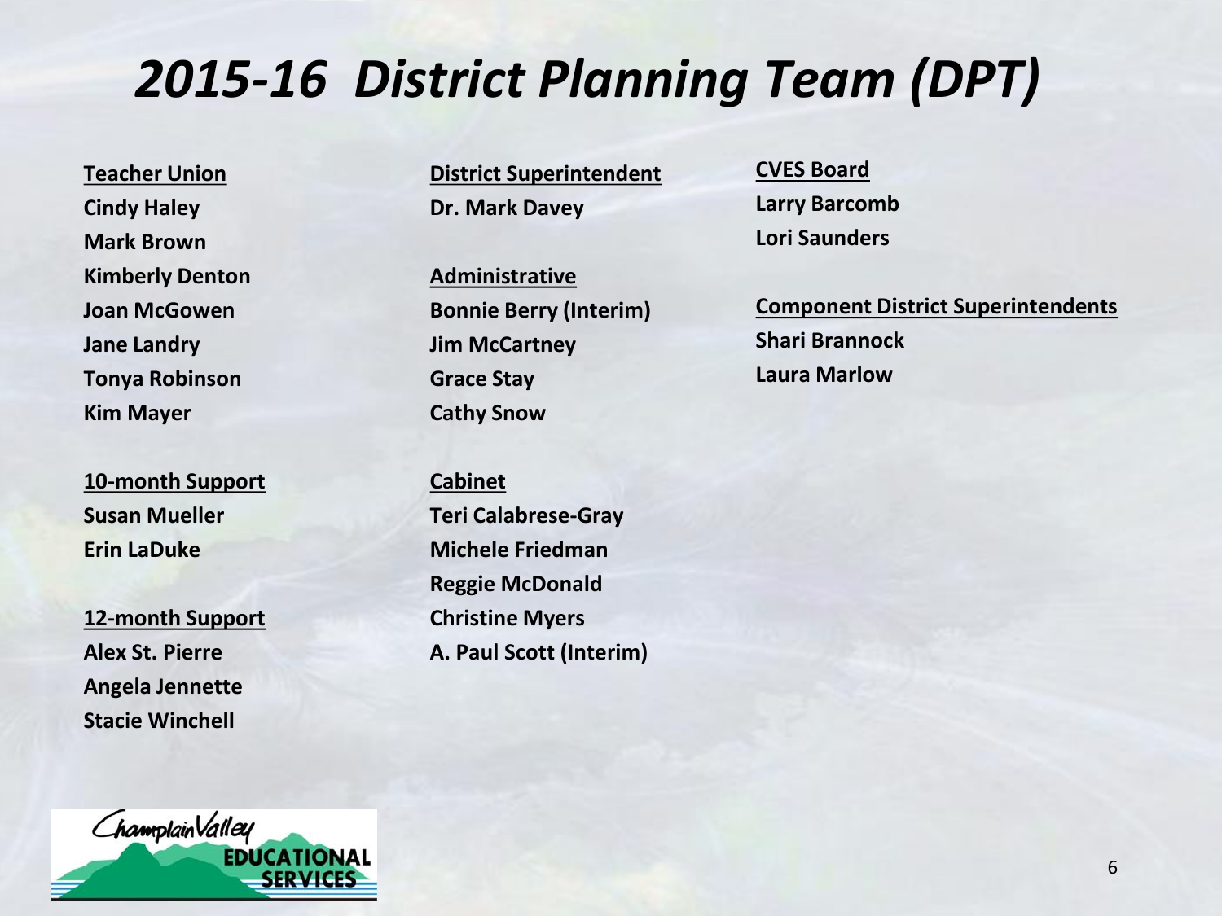# *2015-16 District Planning Team (DPT)*

**Teacher Union**
**Cindy Haley**
**Mark Brown**
**Kimberly Denton**
**Joan McGowen**
**Jane Landry**
**Tonya Robinson**
**Kim Mayer**

**10-month Support**
**Susan Mueller**
**Erin LaDuke**

**12-month Support**
**Alex St. Pierre**
**Angela Jennette**
**Stacie Winchell**

**District Superintendent**
**Dr. Mark Davey**

**Administrative**
**Bonnie Berry (Interim)**
**Jim McCartney**
**Grace Stay**
**Cathy Snow**

**Cabinet**
**Teri Calabrese-Gray**
**Michele Friedman**
**Reggie McDonald**
**Christine Myers**
**A. Paul Scott (Interim)**

**CVES Board**
**Larry Barcomb**
**Lori Saunders**

**Component District Superintendents**
**Shari Brannock**
**Laura Marlow**

Champlain Valley EDUCATIONAL SERVICES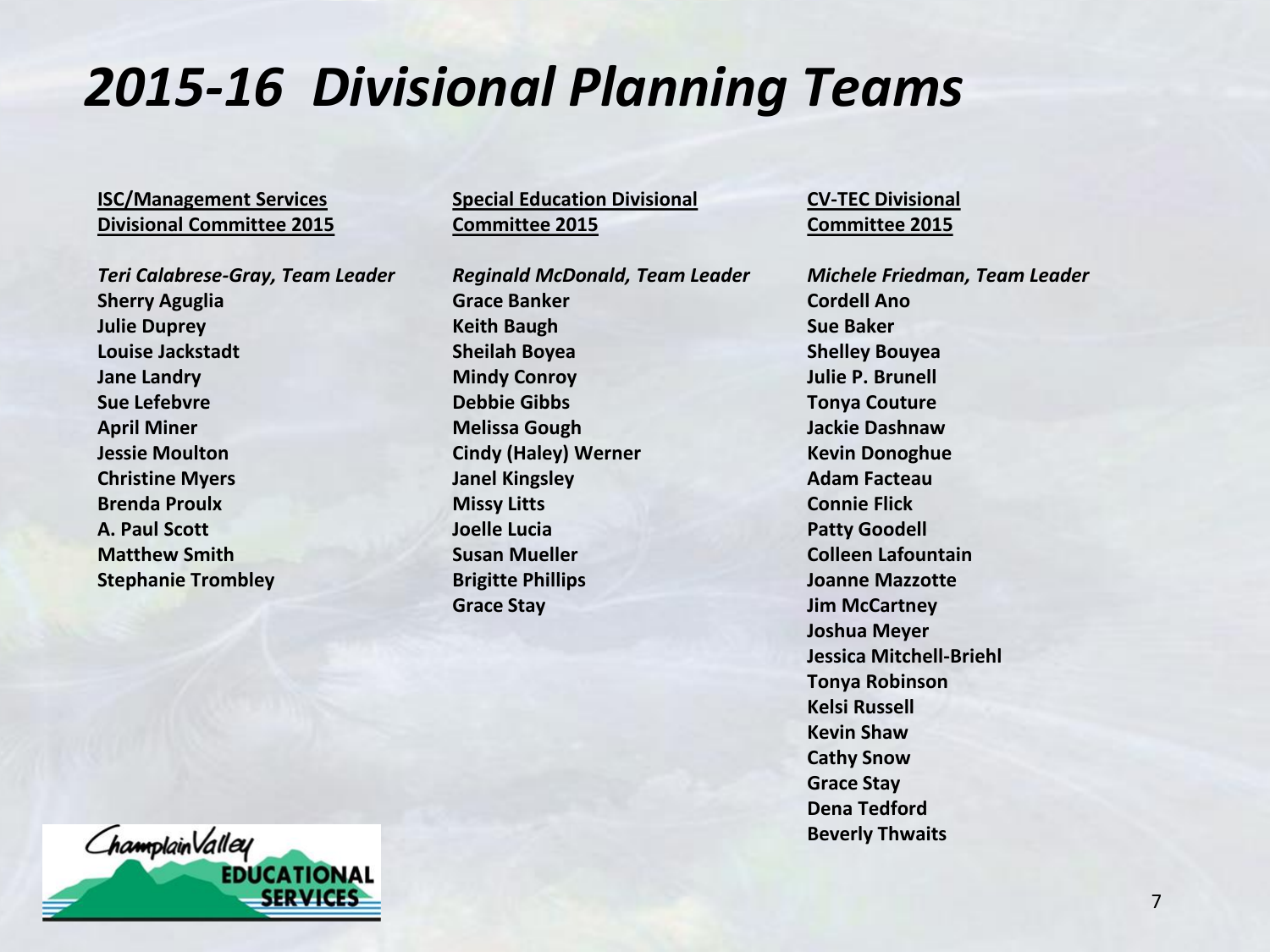# 2015-16 Divisional Planning Teams

**ISC/Management Services Divisional Committee 2015**

***Teri Calabrese-Gray, Team Leader***
**Sherry Aguglia**
**Julie Duprey**
**Louise Jackstadt**
**Jane Landry**
**Sue Lefebvre**
**April Miner**
**Jessie Moulton**
**Christine Myers**
**Brenda Proulx**
**A. Paul Scott**
**Matthew Smith**
**Stephanie Trombley**

**Special Education Divisional Committee 2015**

***Reginald McDonald, Team Leader***
**Grace Banker**
**Keith Baugh**
**Sheilah Boyea**
**Mindy Conroy**
**Debbie Gibbs**
**Melissa Gough**
**Cindy (Haley) Werner**
**Janel Kingsley**
**Missy Litts**
**Joelle Lucia**
**Susan Mueller**
**Brigitte Phillips**
**Grace Stay**

**CV-TEC Divisional Committee 2015**

***Michele Friedman, Team Leader***
**Cordell Ano**
**Sue Baker**
**Shelley Bouyea**
**Julie P. Brunell**
**Tonya Couture**
**Jackie Dashnaw**
**Kevin Donoghue**
**Adam Facteau**
**Connie Flick**
**Patty Goodell**
**Colleen Lafountain**
**Joanne Mazzotte**
**Jim McCartney**
**Joshua Meyer**
**Jessica Mitchell-Briehl**
**Tonya Robinson**
**Kelsi Russell**
**Kevin Shaw**
**Cathy Snow**
**Grace Stay**
**Dena Tedford**
**Beverly Thwaits**

Champlain Valley EDUCATIONAL SERVICES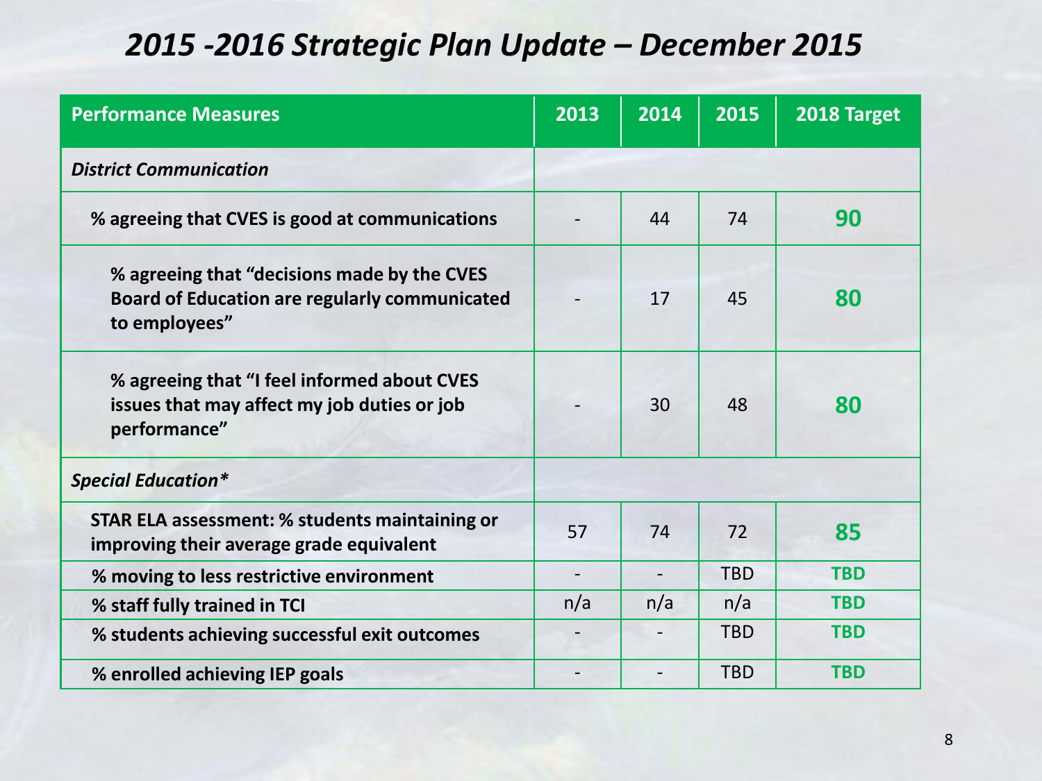# 2015 -2016 Strategic Plan Update – December 2015

| Performance Measures | 2013 | 2014 | 2015 | 2018 Target |
|---|---|---|---|---|
| ***District Communication*** | | | | |
| **% agreeing that CVES is good at communications** | - | 44 | 74 | **90** |
| **% agreeing that "decisions made by the CVES Board of Education are regularly communicated to employees"** | - | 17 | 45 | **80** |
| **% agreeing that "I feel informed about CVES issues that may affect my job duties or job performance"** | - | 30 | 48 | **80** |
| ***Special Education**** | | | | |
| **STAR ELA assessment: % students maintaining or improving their average grade equivalent** | 57 | 74 | 72 | **85** |
| **% moving to less restrictive environment** | - | - | TBD | **TBD** |
| **% staff fully trained in TCI** | n/a | n/a | n/a | **TBD** |
| **% students achieving successful exit outcomes** | - | - | TBD | **TBD** |
| **% enrolled achieving IEP goals** | - | - | TBD | **TBD** |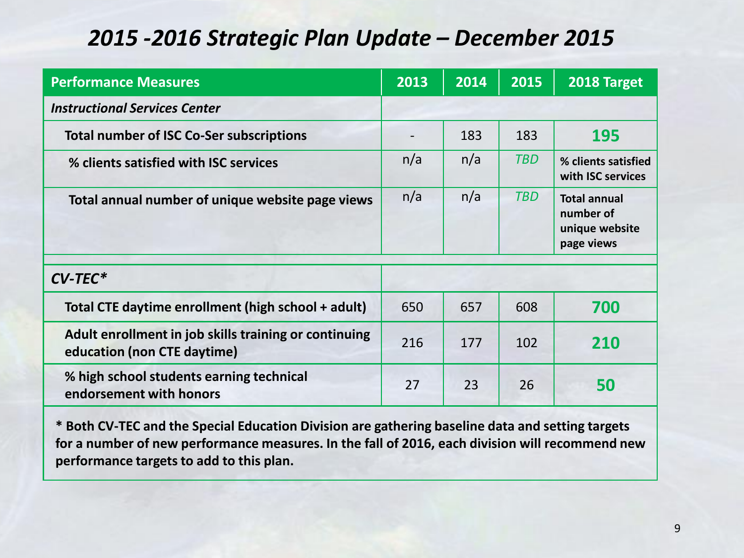# *2015 -2016 Strategic Plan Update – December 2015*

| Performance Measures | 2013 | 2014 | 2015 | 2018 Target |
|---|---|---|---|---|
| ***Instructional Services Center*** | | | | |
| **Total number of ISC Co-Ser subscriptions** | - | 183 | 183 | **195** |
| **% clients satisfied with ISC services** | n/a | n/a | *TBD* | **% clients satisfied with ISC services** |
| **Total annual number of unique website page views** | n/a | n/a | *TBD* | **Total annual number of unique website page views** |
| | | | | |
| ***CV-TEC**** | | | | |
| **Total CTE daytime enrollment (high school + adult)** | 650 | 657 | 608 | **700** |
| **Adult enrollment in job skills training or continuing education (non CTE daytime)** | 216 | 177 | 102 | **210** |
| **% high school students earning technical endorsement with honors** | 27 | 23 | 26 | **50** |

**\* Both CV-TEC and the Special Education Division are gathering baseline data and setting targets for a number of new performance measures. In the fall of 2016, each division will recommend new performance targets to add to this plan.**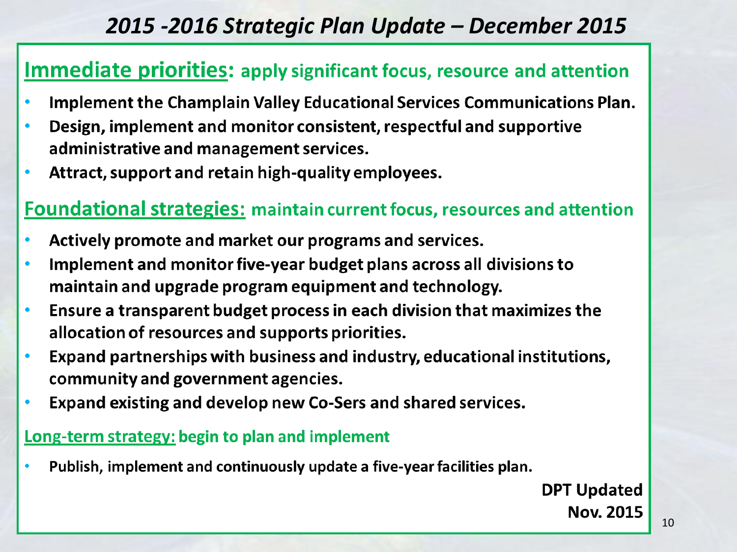# *2015 -2016 Strategic Plan Update – December 2015*

## Immediate priorities: apply significant focus, resource and attention

- **Implement the Champlain Valley Educational Services Communications Plan.**
- **Design, implement and monitor consistent, respectful and supportive administrative and management services.**
- **Attract, support and retain high-quality employees.**

## Foundational strategies: maintain current focus, resources and attention

- **Actively promote and market our programs and services.**
- **Implement and monitor five-year budget plans across all divisions to maintain and upgrade program equipment and technology.**
- **Ensure a transparent budget process in each division that maximizes the allocation of resources and supports priorities.**
- **Expand partnerships with business and industry, educational institutions, community and government agencies.**
- **Expand existing and develop new Co-Sers and shared services.**

### Long-term strategy: begin to plan and implement

- **Publish, implement and continuously update a five-year facilities plan.**

**DPT Updated**
**Nov. 2015**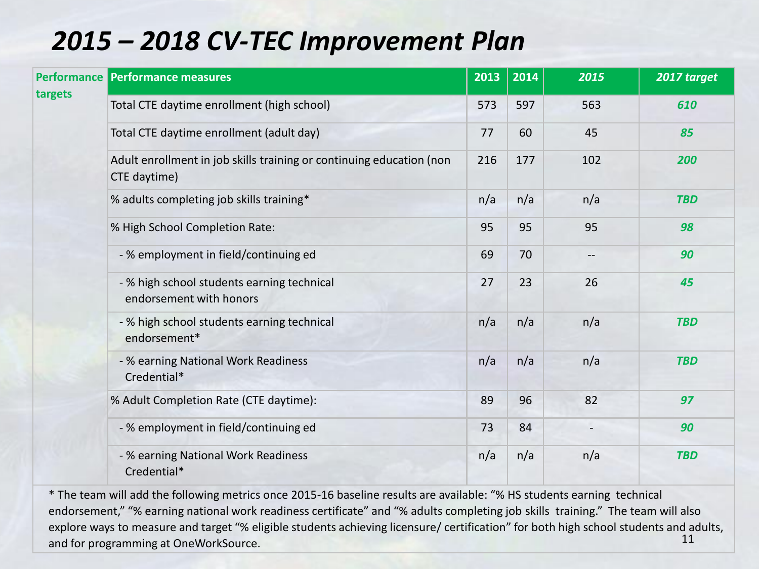# *2015 – 2018 CV-TEC Improvement Plan*

| Performance targets | Performance measures | 2013 | 2014 | *2015* | *2017 target* |
|---|---|---|---|---|---|
| | Total CTE daytime enrollment (high school) | 573 | 597 | 563 | ***610*** |
| | Total CTE daytime enrollment (adult day) | 77 | 60 | 45 | ***85*** |
| | Adult enrollment in job skills training or continuing education (non CTE daytime) | 216 | 177 | 102 | ***200*** |
| | % adults completing job skills training* | n/a | n/a | n/a | ***TBD*** |
| | % High School Completion Rate: | 95 | 95 | 95 | ***98*** |
| | - % employment in field/continuing ed | 69 | 70 | -- | ***90*** |
| | - % high school students earning technical endorsement with honors | 27 | 23 | 26 | ***45*** |
| | - % high school students earning technical endorsement* | n/a | n/a | n/a | ***TBD*** |
| | - % earning National Work Readiness Credential* | n/a | n/a | n/a | ***TBD*** |
| | % Adult Completion Rate (CTE daytime): | 89 | 96 | 82 | ***97*** |
| | - % employment in field/continuing ed | 73 | 84 | - | ***90*** |
| | - % earning National Work Readiness Credential* | n/a | n/a | n/a | ***TBD*** |

* The team will add the following metrics once 2015-16 baseline results are available: "% HS students earning technical endorsement," "% earning national work readiness certificate" and "% adults completing job skills training." The team will also explore ways to measure and target "% eligible students achieving licensure/ certification" for both high school students and adults, and for programming at OneWorkSource.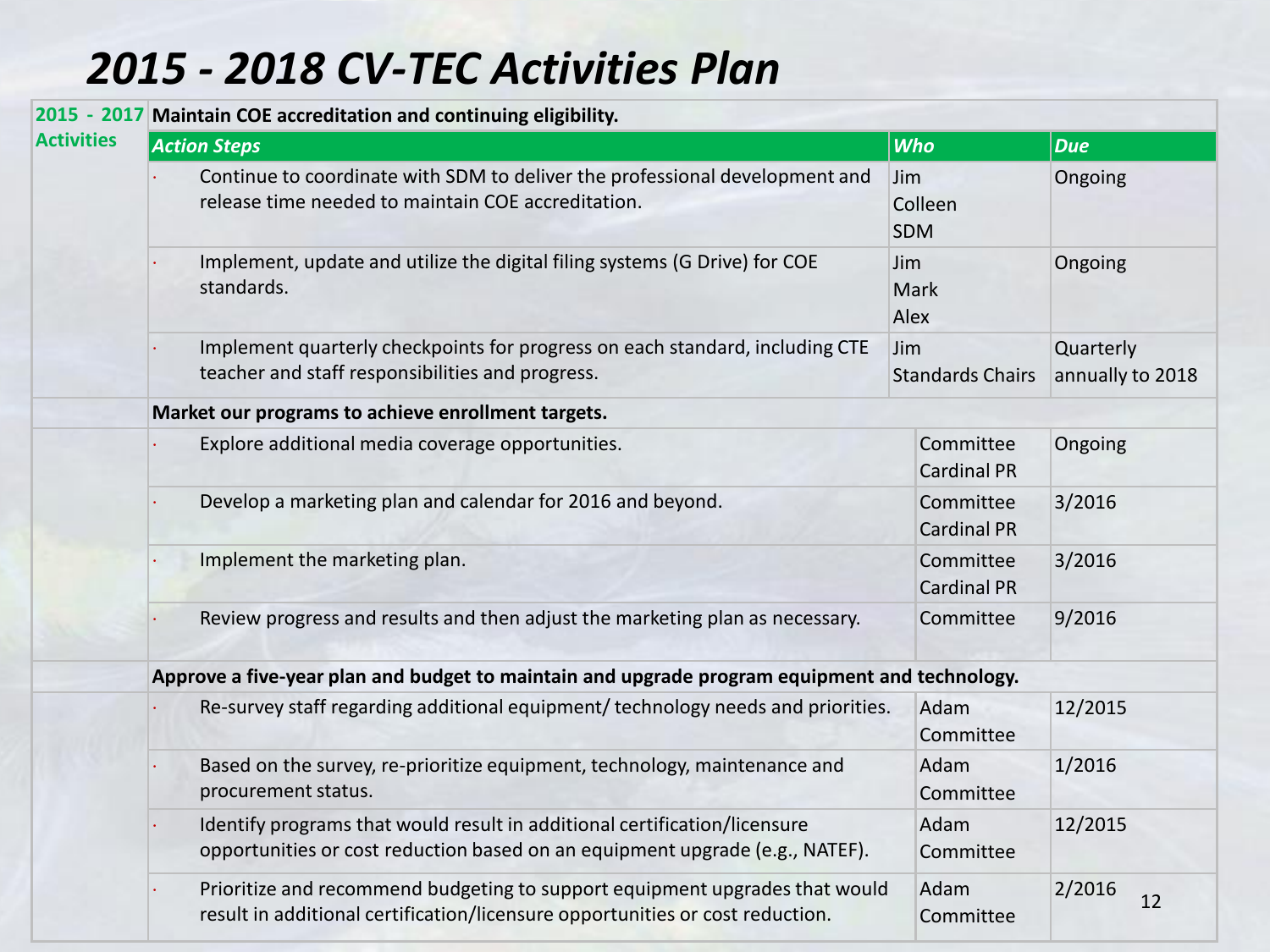# 2015 - 2018 CV-TEC Activities Plan

| 2015 - 2017 Activities | Maintain COE accreditation and continuing eligibility. | | |
|---|---|---|---|
| | ***Action Steps*** | ***Who*** | ***Due*** |
| | · Continue to coordinate with SDM to deliver the professional development and release time needed to maintain COE accreditation. | Jim<br>Colleen<br>SDM | Ongoing |
| | · Implement, update and utilize the digital filing systems (G Drive) for COE standards. | Jim<br>Mark<br>Alex | Ongoing |
| | · Implement quarterly checkpoints for progress on each standard, including CTE teacher and staff responsibilities and progress. | Jim<br>Standards Chairs | Quarterly annually to 2018 |
| | **Market our programs to achieve enrollment targets.** | | |
| | · Explore additional media coverage opportunities. | Committee<br>Cardinal PR | Ongoing |
| | · Develop a marketing plan and calendar for 2016 and beyond. | Committee<br>Cardinal PR | 3/2016 |
| | · Implement the marketing plan. | Committee<br>Cardinal PR | 3/2016 |
| | · Review progress and results and then adjust the marketing plan as necessary. | Committee | 9/2016 |
| | **Approve a five-year plan and budget to maintain and upgrade program equipment and technology.** | | |
| | · Re-survey staff regarding additional equipment/ technology needs and priorities. | Adam<br>Committee | 12/2015 |
| | · Based on the survey, re-prioritize equipment, technology, maintenance and procurement status. | Adam<br>Committee | 1/2016 |
| | · Identify programs that would result in additional certification/licensure opportunities or cost reduction based on an equipment upgrade (e.g., NATEF). | Adam<br>Committee | 12/2015 |
| | · Prioritize and recommend budgeting to support equipment upgrades that would result in additional certification/licensure opportunities or cost reduction. | Adam<br>Committee | 2/2016 |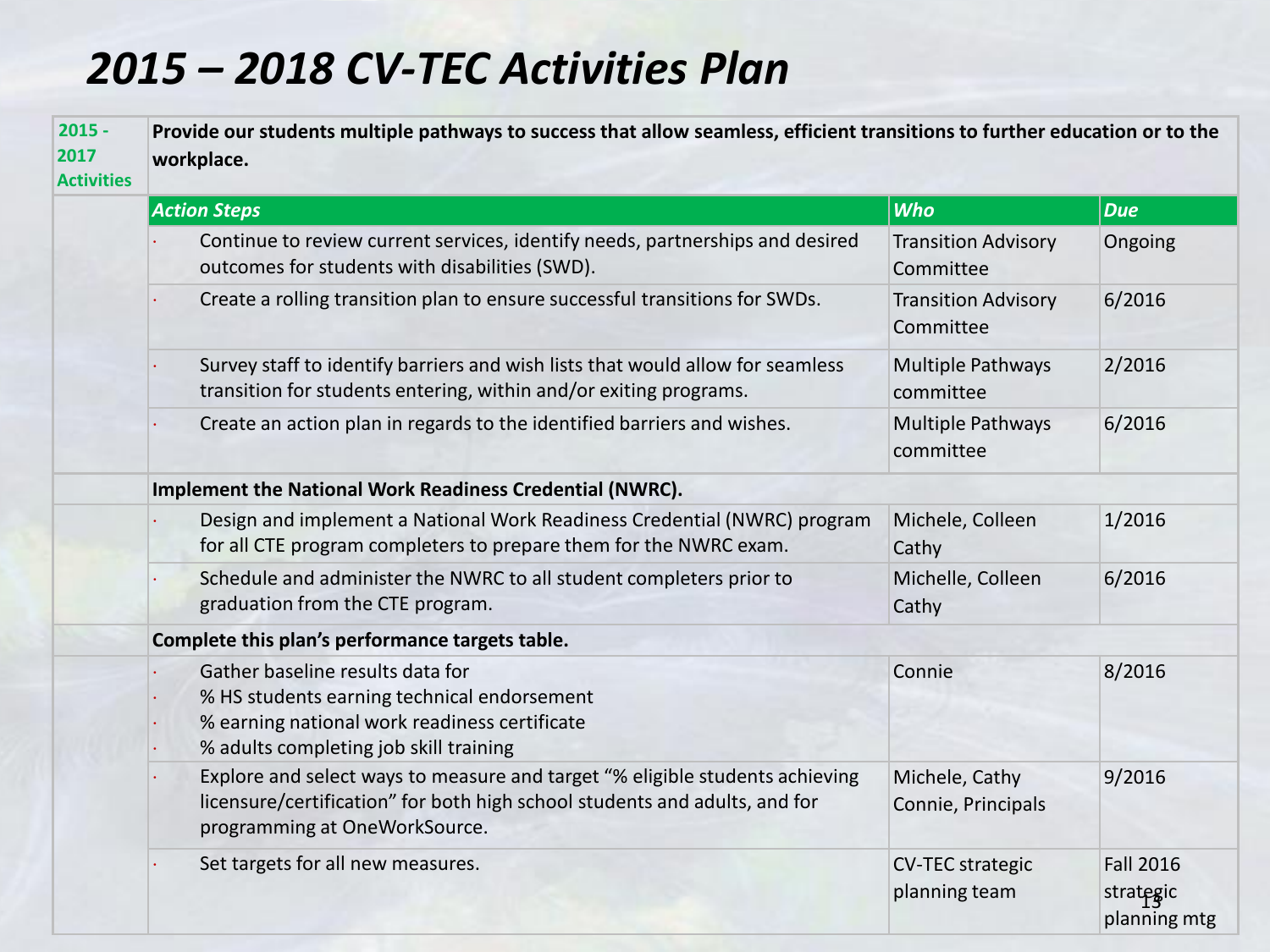# 2015 – 2018 CV-TEC Activities Plan

| 2015 - 2017 Activities | Provide our students multiple pathways to success that allow seamless, efficient transitions to further education or to the workplace. | | |
|---|---|---|---|
| | ***Action Steps*** | ***Who*** | ***Due*** |
| | · Continue to review current services, identify needs, partnerships and desired outcomes for students with disabilities (SWD). | Transition Advisory Committee | Ongoing |
| | · Create a rolling transition plan to ensure successful transitions for SWDs. | Transition Advisory Committee | 6/2016 |
| | · Survey staff to identify barriers and wish lists that would allow for seamless transition for students entering, within and/or exiting programs. | Multiple Pathways committee | 2/2016 |
| | · Create an action plan in regards to the identified barriers and wishes. | Multiple Pathways committee | 6/2016 |
| | **Implement the National Work Readiness Credential (NWRC).** | | |
| | · Design and implement a National Work Readiness Credential (NWRC) program for all CTE program completers to prepare them for the NWRC exam. | Michele, Colleen Cathy | 1/2016 |
| | · Schedule and administer the NWRC to all student completers prior to graduation from the CTE program. | Michelle, Colleen Cathy | 6/2016 |
| | **Complete this plan's performance targets table.** | | |
| | · Gather baseline results data for<br>· % HS students earning technical endorsement<br>· % earning national work readiness certificate<br>· % adults completing job skill training | Connie | 8/2016 |
| | · Explore and select ways to measure and target "% eligible students achieving licensure/certification" for both high school students and adults, and for programming at OneWorkSource. | Michele, Cathy Connie, Principals | 9/2016 |
| | · Set targets for all new measures. | CV-TEC strategic planning team | Fall 2016 strategic planning mtg |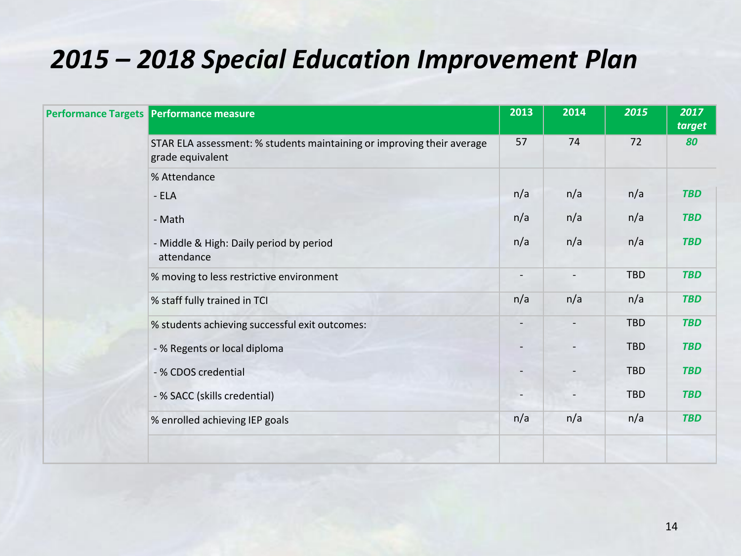# *2015 – 2018 Special Education Improvement Plan*

| Performance Targets | Performance measure | 2013 | 2014 | *2015* | *2017 target* |
|---|---|---|---|---|---|
| | STAR ELA assessment: % students maintaining or improving their average grade equivalent | 57 | 74 | 72 | ***80*** |
| | % Attendance | | | | |
| | - ELA | n/a | n/a | n/a | ***TBD*** |
| | - Math | n/a | n/a | n/a | ***TBD*** |
| | - Middle & High: Daily period by period attendance | n/a | n/a | n/a | ***TBD*** |
| | % moving to less restrictive environment | - | - | TBD | ***TBD*** |
| | % staff fully trained in TCI | n/a | n/a | n/a | ***TBD*** |
| | % students achieving successful exit outcomes: | - | - | TBD | ***TBD*** |
| | - % Regents or local diploma | - | - | TBD | ***TBD*** |
| | - % CDOS credential | - | - | TBD | ***TBD*** |
| | - % SACC (skills credential) | - | - | TBD | ***TBD*** |
| | % enrolled achieving IEP goals | n/a | n/a | n/a | ***TBD*** |
| | | | | | |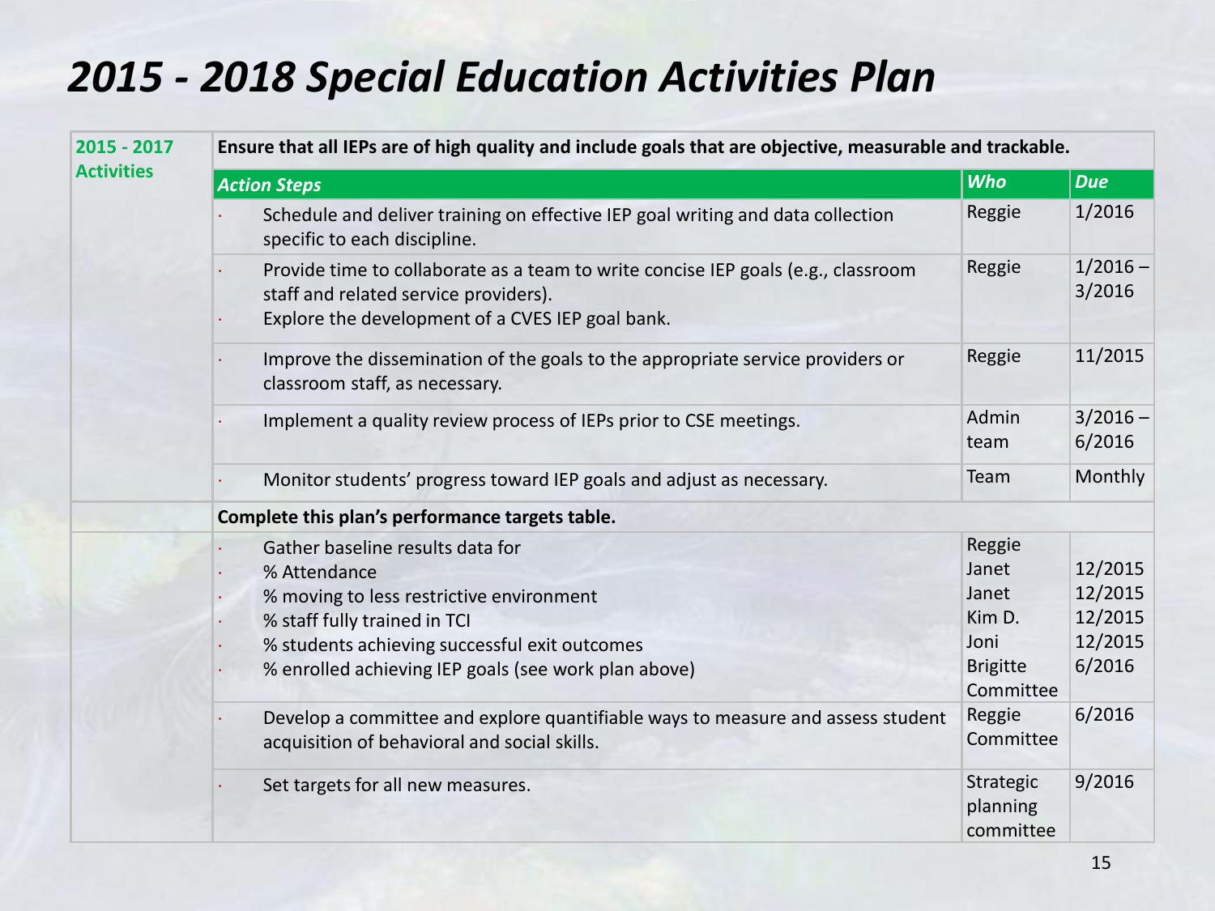# *2015 - 2018 Special Education Activities Plan*

| **2015 - 2017 Activities** | **Ensure that all IEPs are of high quality and include goals that are objective, measurable and trackable.** | | |
|---|---|---|---|
| | ***Action Steps*** | ***Who*** | ***Due*** |
| | · Schedule and deliver training on effective IEP goal writing and data collection specific to each discipline. | Reggie | 1/2016 |
| | · Provide time to collaborate as a team to write concise IEP goals (e.g., classroom staff and related service providers).<br>· Explore the development of a CVES IEP goal bank. | Reggie | 1/2016 – 3/2016 |
| | · Improve the dissemination of the goals to the appropriate service providers or classroom staff, as necessary. | Reggie | 11/2015 |
| | · Implement a quality review process of IEPs prior to CSE meetings. | Admin team | 3/2016 – 6/2016 |
| | · Monitor students' progress toward IEP goals and adjust as necessary. | Team | Monthly |
| | **Complete this plan's performance targets table.** | | |
| | · Gather baseline results data for<br>· % Attendance<br>· % moving to less restrictive environment<br>· % staff fully trained in TCI<br>· % students achieving successful exit outcomes<br>· % enrolled achieving IEP goals (see work plan above) | Reggie<br>Janet<br>Janet<br>Kim D.<br>Joni<br>Brigitte<br>Committee | <br>12/2015<br>12/2015<br>12/2015<br>12/2015<br>6/2016 |
| | · Develop a committee and explore quantifiable ways to measure and assess student acquisition of behavioral and social skills. | Reggie<br>Committee | 6/2016 |
| | · Set targets for all new measures. | Strategic planning committee | 9/2016 |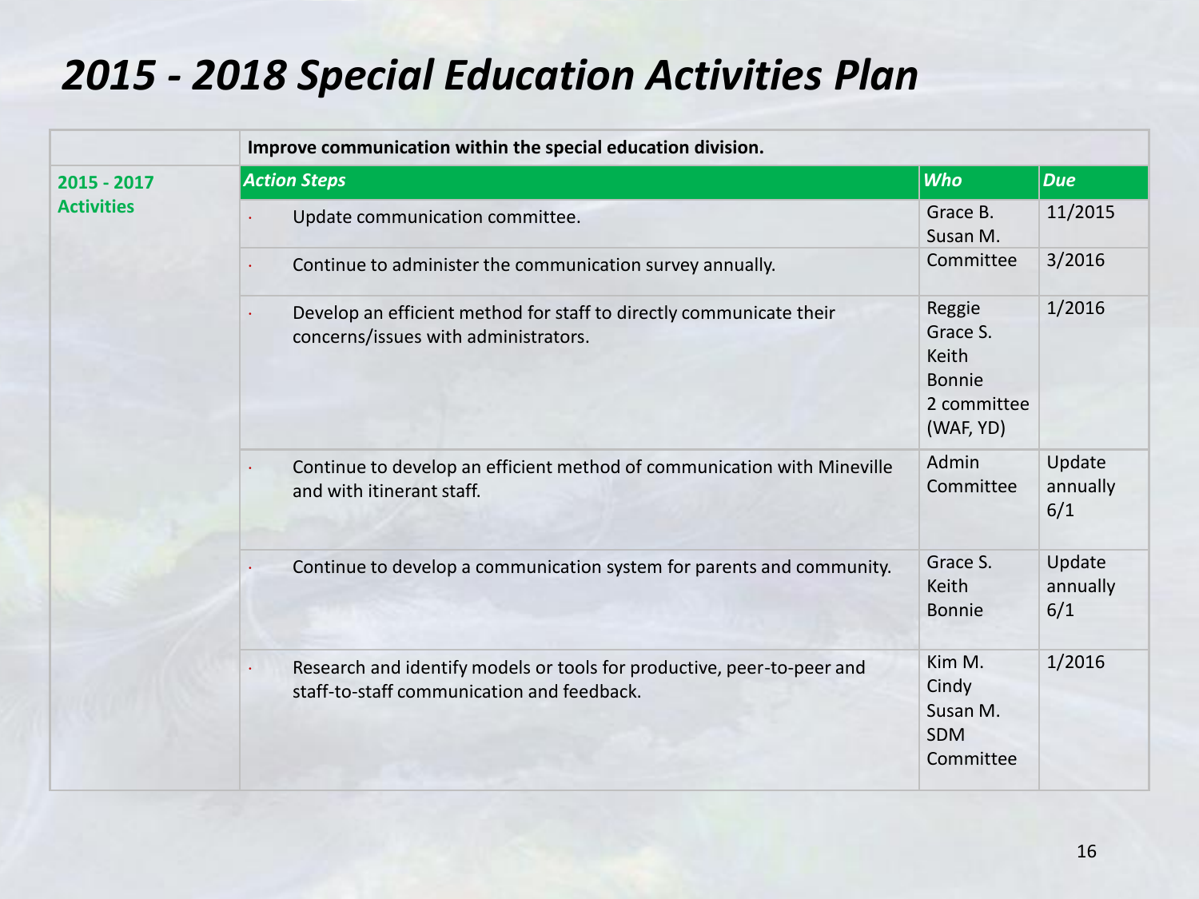# *2015 - 2018 Special Education Activities Plan*

| | **Improve communication within the special education division.** | | |
|---|---|---|---|
| **2015 - 2017 Activities** | ***Action Steps*** | ***Who*** | ***Due*** |
| | · Update communication committee. | Grace B.<br>Susan M. | 11/2015 |
| | · Continue to administer the communication survey annually. | Committee | 3/2016 |
| | · Develop an efficient method for staff to directly communicate their concerns/issues with administrators. | Reggie<br>Grace S.<br>Keith<br>Bonnie<br>2 committee (WAF, YD) | 1/2016 |
| | · Continue to develop an efficient method of communication with Mineville and with itinerant staff. | Admin Committee | Update annually 6/1 |
| | · Continue to develop a communication system for parents and community. | Grace S.<br>Keith<br>Bonnie | Update annually 6/1 |
| | · Research and identify models or tools for productive, peer-to-peer and staff-to-staff communication and feedback. | Kim M.<br>Cindy<br>Susan M.<br>SDM Committee | 1/2016 |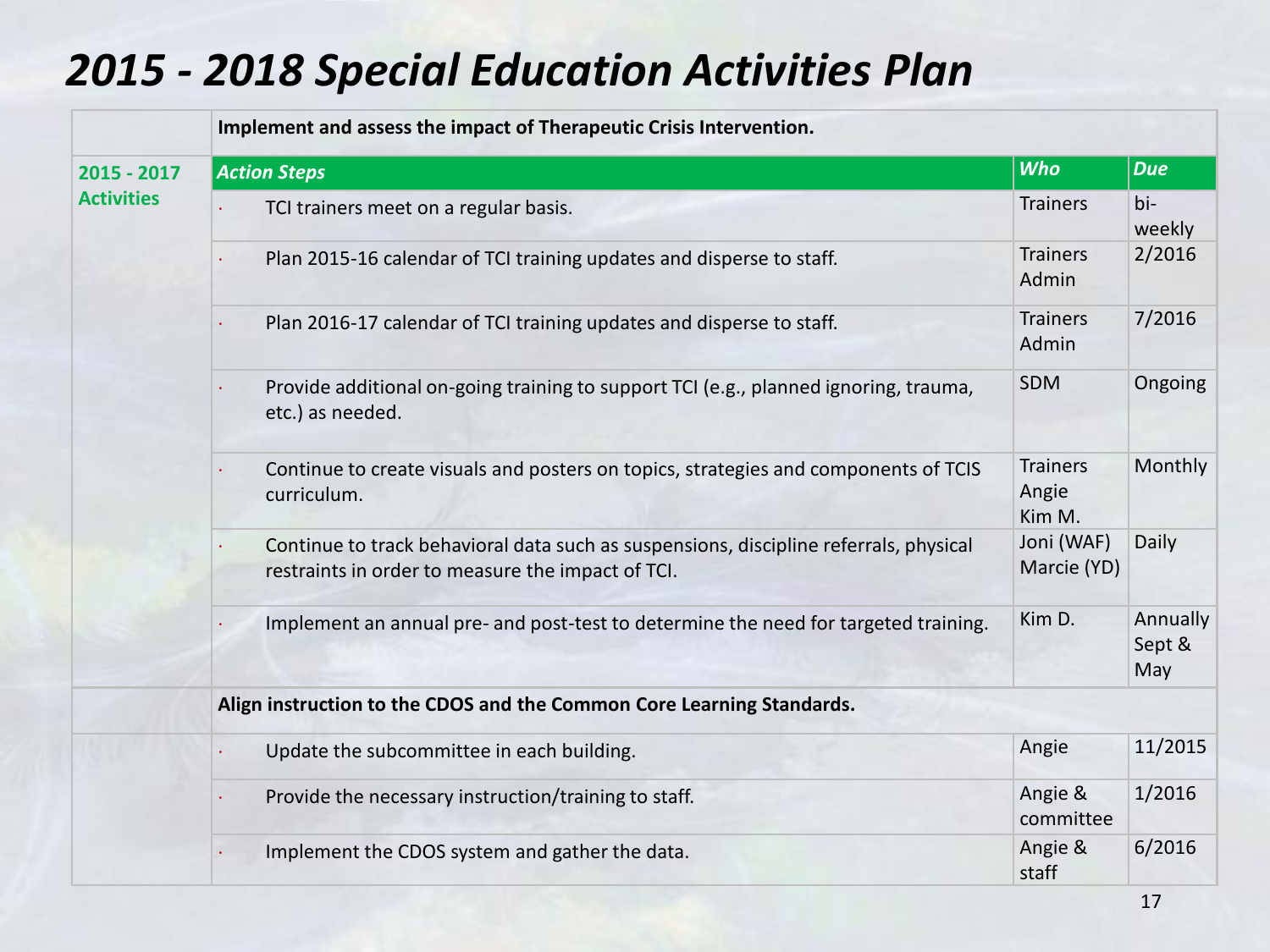# 2015 - 2018 Special Education Activities Plan

| | **Implement and assess the impact of Therapeutic Crisis Intervention.** | | |
|---|---|---|---|
| **2015 - 2017 Activities** | ***Action Steps*** | ***Who*** | ***Due*** |
| | • TCI trainers meet on a regular basis. | Trainers | bi-weekly |
| | • Plan 2015-16 calendar of TCI training updates and disperse to staff. | Trainers Admin | 2/2016 |
| | • Plan 2016-17 calendar of TCI training updates and disperse to staff. | Trainers Admin | 7/2016 |
| | • Provide additional on-going training to support TCI (e.g., planned ignoring, trauma, etc.) as needed. | SDM | Ongoing |
| | • Continue to create visuals and posters on topics, strategies and components of TCIS curriculum. | Trainers Angie Kim M. | Monthly |
| | • Continue to track behavioral data such as suspensions, discipline referrals, physical restraints in order to measure the impact of TCI. | Joni (WAF) Marcie (YD) | Daily |
| | • Implement an annual pre- and post-test to determine the need for targeted training. | Kim D. | Annually Sept & May |
| | **Align instruction to the CDOS and the Common Core Learning Standards.** | | |
| | • Update the subcommittee in each building. | Angie | 11/2015 |
| | • Provide the necessary instruction/training to staff. | Angie & committee | 1/2016 |
| | • Implement the CDOS system and gather the data. | Angie & staff | 6/2016 |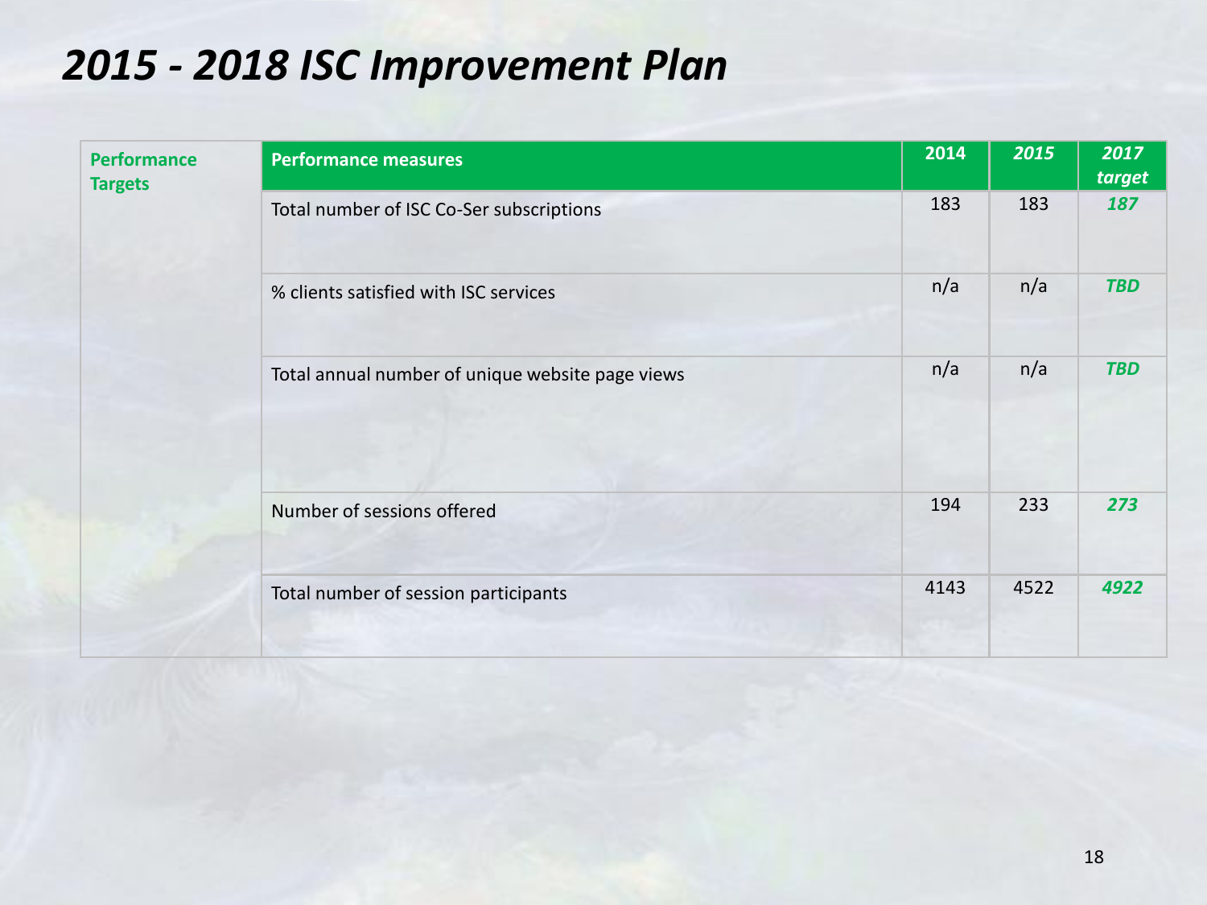# *2015 - 2018 ISC Improvement Plan*

| **Performance Targets** | **Performance measures** | **2014** | ***2015*** | ***2017 target*** |
|---|---|---|---|---|
| | Total number of ISC Co-Ser subscriptions | 183 | 183 | ***187*** |
| | % clients satisfied with ISC services | n/a | n/a | ***TBD*** |
| | Total annual number of unique website page views | n/a | n/a | ***TBD*** |
| | Number of sessions offered | 194 | 233 | ***273*** |
| | Total number of session participants | 4143 | 4522 | ***4922*** |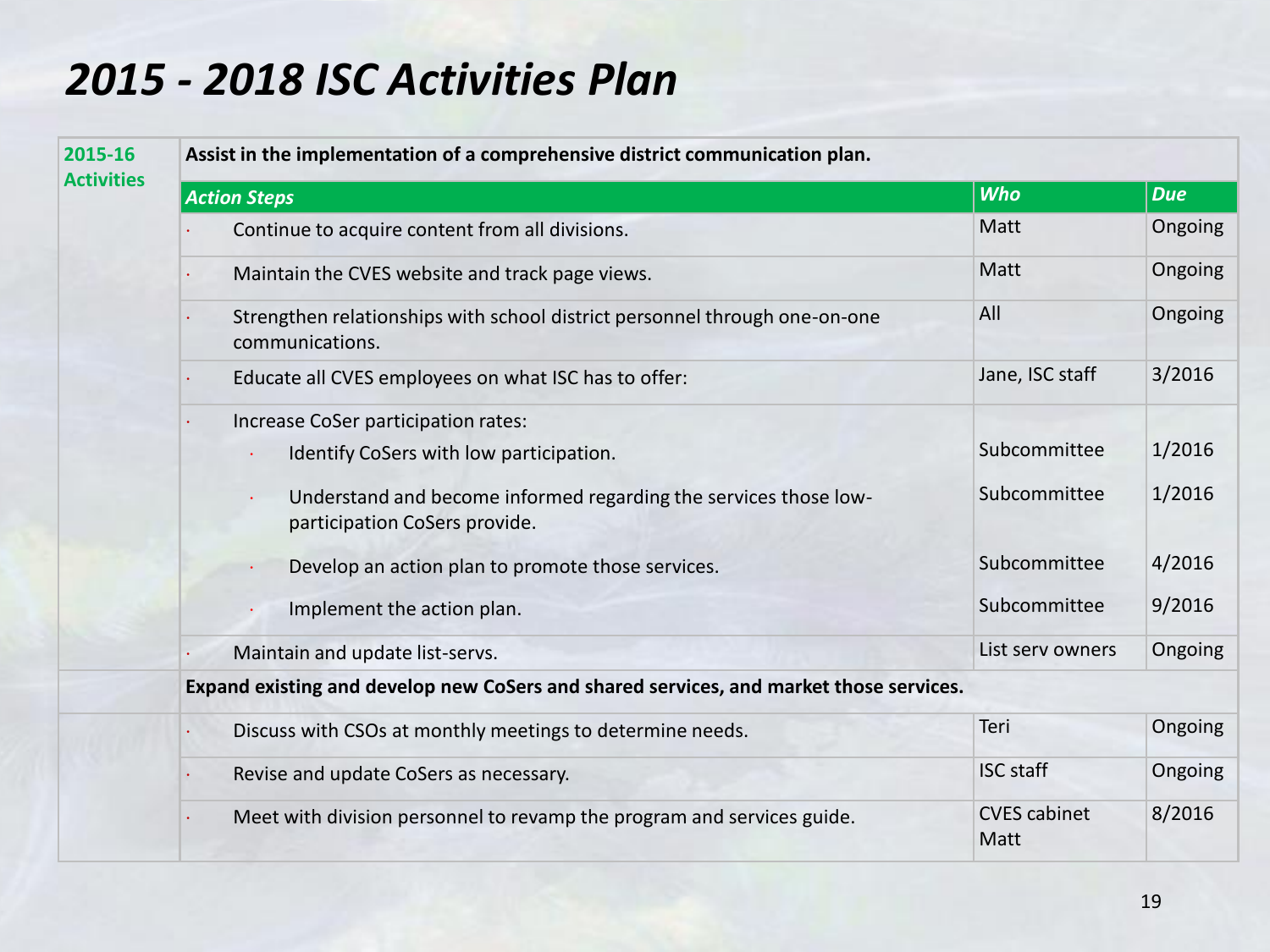# *2015 - 2018 ISC Activities Plan*

| 2015-16 Activities | Assist in the implementation of a comprehensive district communication plan. | | |
|---|---|---|---|
| | ***Action Steps*** | ***Who*** | ***Due*** |
| | · Continue to acquire content from all divisions. | Matt | Ongoing |
| | · Maintain the CVES website and track page views. | Matt | Ongoing |
| | · Strengthen relationships with school district personnel through one-on-one communications. | All | Ongoing |
| | · Educate all CVES employees on what ISC has to offer: | Jane, ISC staff | 3/2016 |
| | · Increase CoSer participation rates: | | |
| | · Identify CoSers with low participation. | Subcommittee | 1/2016 |
| | · Understand and become informed regarding the services those low-participation CoSers provide. | Subcommittee | 1/2016 |
| | · Develop an action plan to promote those services. | Subcommittee | 4/2016 |
| | · Implement the action plan. | Subcommittee | 9/2016 |
| | · Maintain and update list-servs. | List serv owners | Ongoing |
| | **Expand existing and develop new CoSers and shared services, and market those services.** | | |
| | · Discuss with CSOs at monthly meetings to determine needs. | Teri | Ongoing |
| | · Revise and update CoSers as necessary. | ISC staff | Ongoing |
| | · Meet with division personnel to revamp the program and services guide. | CVES cabinet Matt | 8/2016 |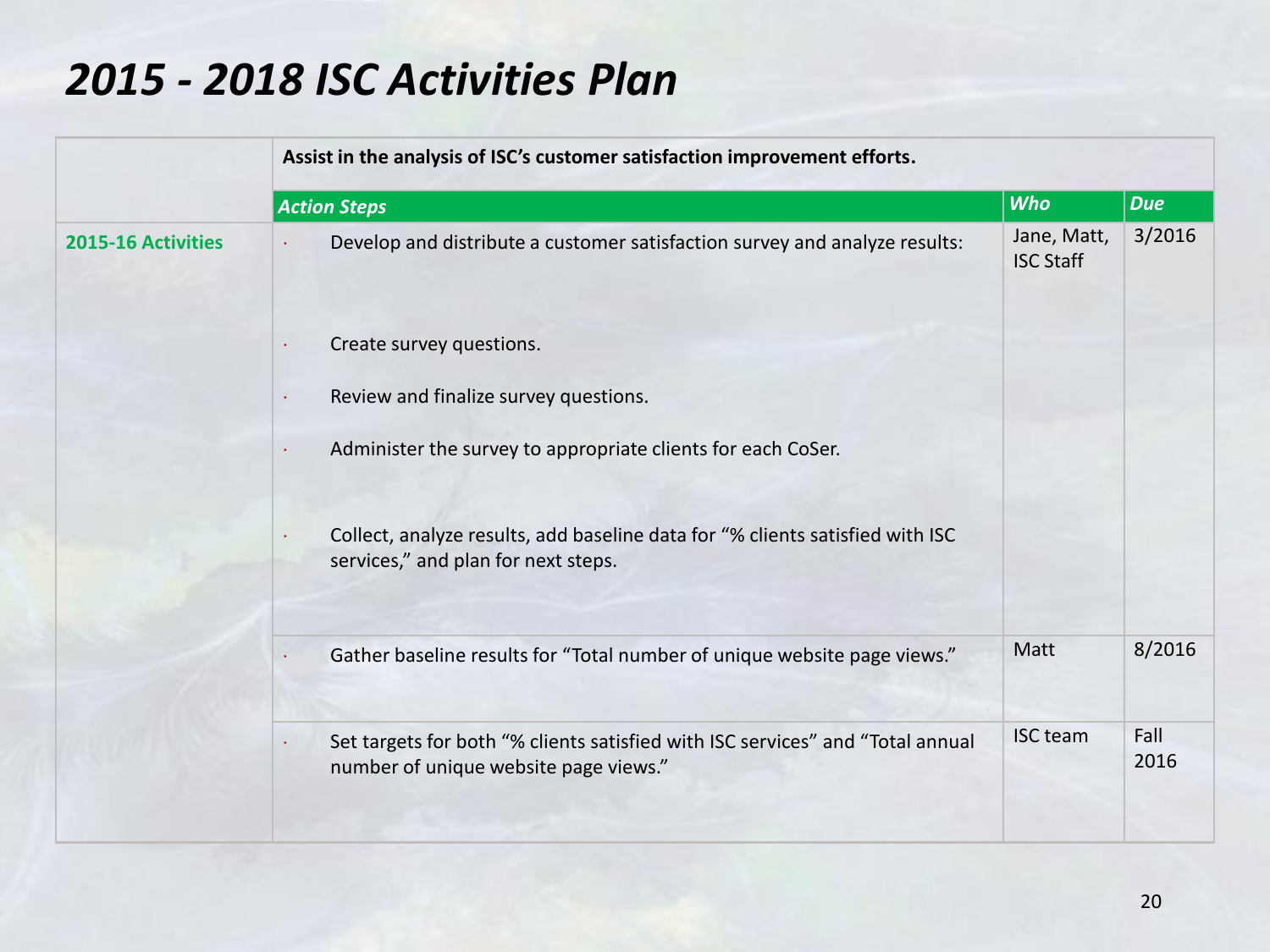# *2015 - 2018 ISC Activities Plan*

| | **Assist in the analysis of ISC's customer satisfaction improvement efforts.** | | |
|---|---|---|---|
| | ***Action Steps*** | ***Who*** | ***Due*** |
| **2015-16 Activities** | · Develop and distribute a customer satisfaction survey and analyze results:<br>· Create survey questions.<br>· Review and finalize survey questions.<br>· Administer the survey to appropriate clients for each CoSer.<br>· Collect, analyze results, add baseline data for "% clients satisfied with ISC services," and plan for next steps. | Jane, Matt, ISC Staff | 3/2016 |
| | · Gather baseline results for "Total number of unique website page views." | Matt | 8/2016 |
| | · Set targets for both "% clients satisfied with ISC services" and "Total annual number of unique website page views." | ISC team | Fall 2016 |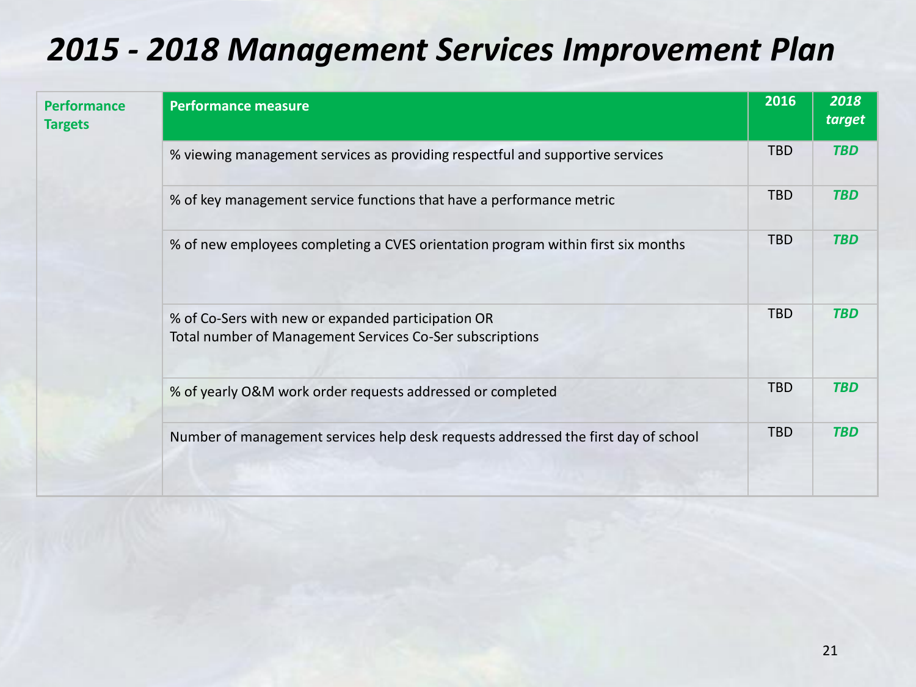# *2015 - 2018 Management Services Improvement Plan*

| **Performance Targets** | **Performance measure** | **2016** | ***2018 target*** |
|---|---|---|---|
| | % viewing management services as providing respectful and supportive services | TBD | ***TBD*** |
| | % of key management service functions that have a performance metric | TBD | ***TBD*** |
| | % of new employees completing a CVES orientation program within first six months | TBD | ***TBD*** |
| | % of Co-Sers with new or expanded participation OR<br>Total number of Management Services Co-Ser subscriptions | TBD | ***TBD*** |
| | % of yearly O&M work order requests addressed or completed | TBD | ***TBD*** |
| | Number of management services help desk requests addressed the first day of school | TBD | ***TBD*** |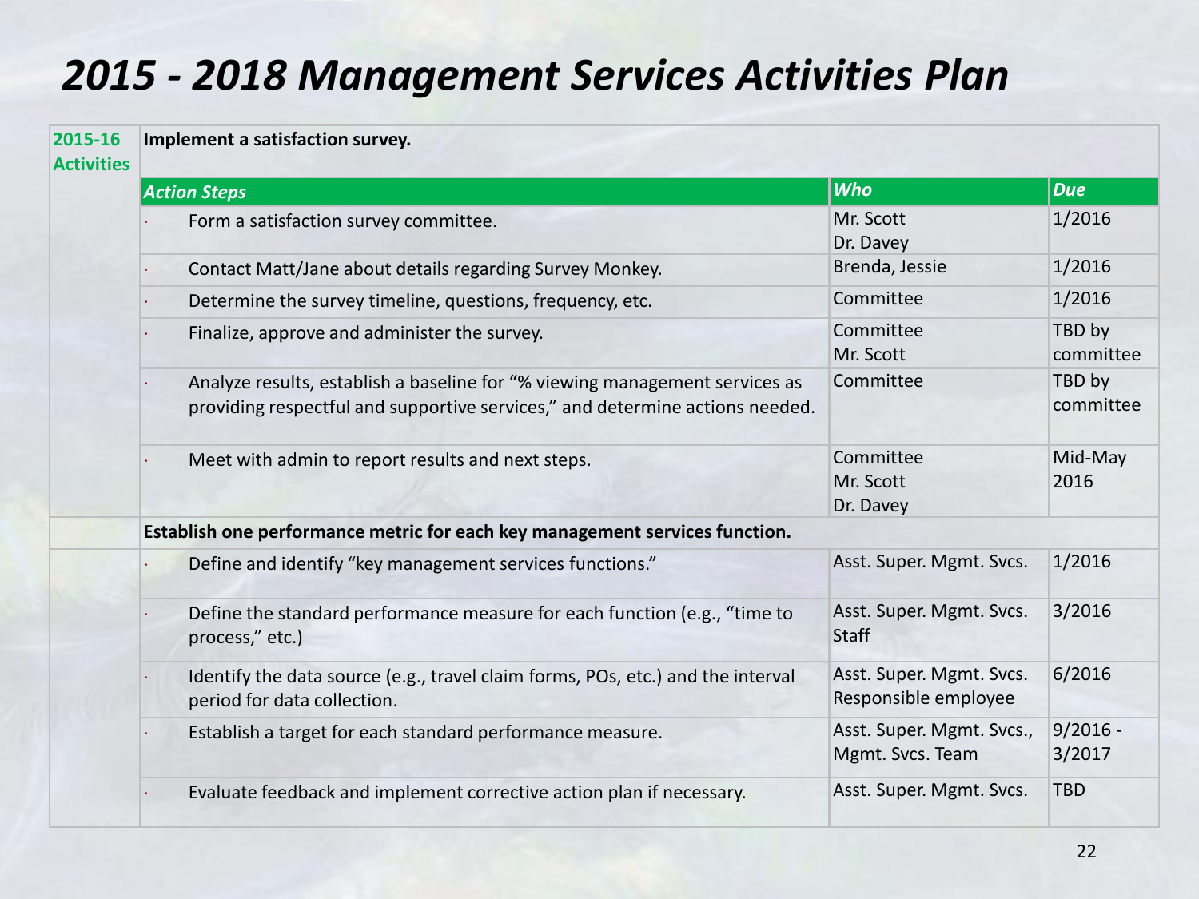# *2015 - 2018 Management Services Activities Plan*

| **2015-16 Activities** | **Implement a satisfaction survey.** | | |
|---|---|---|---|
| | ***Action Steps*** | ***Who*** | ***Due*** |
| | · Form a satisfaction survey committee. | Mr. Scott<br>Dr. Davey | 1/2016 |
| | · Contact Matt/Jane about details regarding Survey Monkey. | Brenda, Jessie | 1/2016 |
| | · Determine the survey timeline, questions, frequency, etc. | Committee | 1/2016 |
| | · Finalize, approve and administer the survey. | Committee<br>Mr. Scott | TBD by committee |
| | · Analyze results, establish a baseline for "% viewing management services as providing respectful and supportive services," and determine actions needed. | Committee | TBD by committee |
| | · Meet with admin to report results and next steps. | Committee<br>Mr. Scott<br>Dr. Davey | Mid-May 2016 |
| | **Establish one performance metric for each key management services function.** | | |
| | · Define and identify "key management services functions." | Asst. Super. Mgmt. Svcs. | 1/2016 |
| | · Define the standard performance measure for each function (e.g., "time to process," etc.) | Asst. Super. Mgmt. Svcs.<br>Staff | 3/2016 |
| | · Identify the data source (e.g., travel claim forms, POs, etc.) and the interval period for data collection. | Asst. Super. Mgmt. Svcs.<br>Responsible employee | 6/2016 |
| | · Establish a target for each standard performance measure. | Asst. Super. Mgmt. Svcs., Mgmt. Svcs. Team | 9/2016 - 3/2017 |
| | · Evaluate feedback and implement corrective action plan if necessary. | Asst. Super. Mgmt. Svcs. | TBD |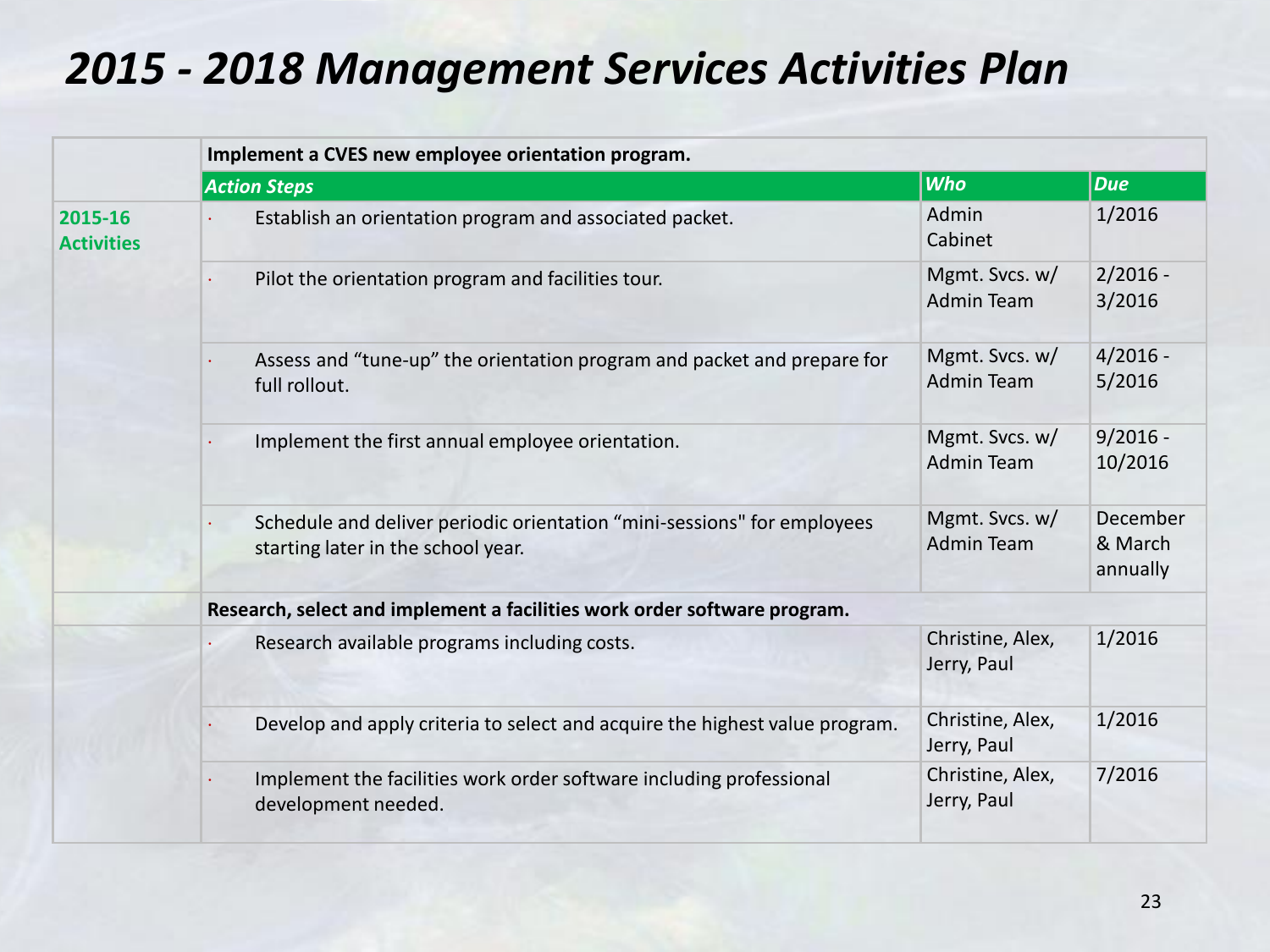# 2015 - 2018 Management Services Activities Plan

| | **Implement a CVES new employee orientation program.** | | |
|---|---|---|---|
| | ***Action Steps*** | ***Who*** | ***Due*** |
| **2015-16 Activities** | · Establish an orientation program and associated packet. | Admin Cabinet | 1/2016 |
| | · Pilot the orientation program and facilities tour. | Mgmt. Svcs. w/ Admin Team | 2/2016 - 3/2016 |
| | · Assess and "tune-up" the orientation program and packet and prepare for full rollout. | Mgmt. Svcs. w/ Admin Team | 4/2016 - 5/2016 |
| | · Implement the first annual employee orientation. | Mgmt. Svcs. w/ Admin Team | 9/2016 - 10/2016 |
| | · Schedule and deliver periodic orientation "mini-sessions" for employees starting later in the school year. | Mgmt. Svcs. w/ Admin Team | December & March annually |
| | **Research, select and implement a facilities work order software program.** | | |
| | · Research available programs including costs. | Christine, Alex, Jerry, Paul | 1/2016 |
| | · Develop and apply criteria to select and acquire the highest value program. | Christine, Alex, Jerry, Paul | 1/2016 |
| | · Implement the facilities work order software including professional development needed. | Christine, Alex, Jerry, Paul | 7/2016 |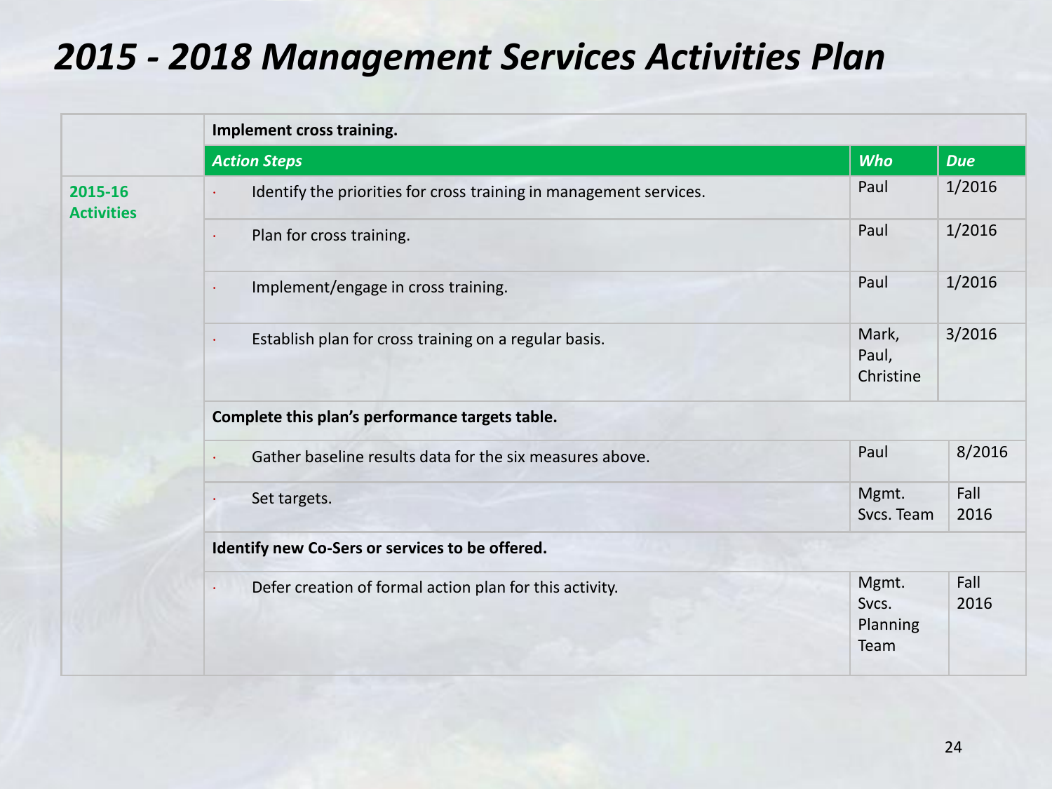# 2015 - 2018 Management Services Activities Plan

| | Implement cross training. | | |
|---|---|---|---|
| | ***Action Steps*** | ***Who*** | ***Due*** |
| **2015-16 Activities** | · Identify the priorities for cross training in management services. | Paul | 1/2016 |
| | · Plan for cross training. | Paul | 1/2016 |
| | · Implement/engage in cross training. | Paul | 1/2016 |
| | · Establish plan for cross training on a regular basis. | Mark, Paul, Christine | 3/2016 |
| | **Complete this plan's performance targets table.** | | |
| | · Gather baseline results data for the six measures above. | Paul | 8/2016 |
| | · Set targets. | Mgmt. Svcs. Team | Fall 2016 |
| | **Identify new Co-Sers or services to be offered.** | | |
| | · Defer creation of formal action plan for this activity. | Mgmt. Svcs. Planning Team | Fall 2016 |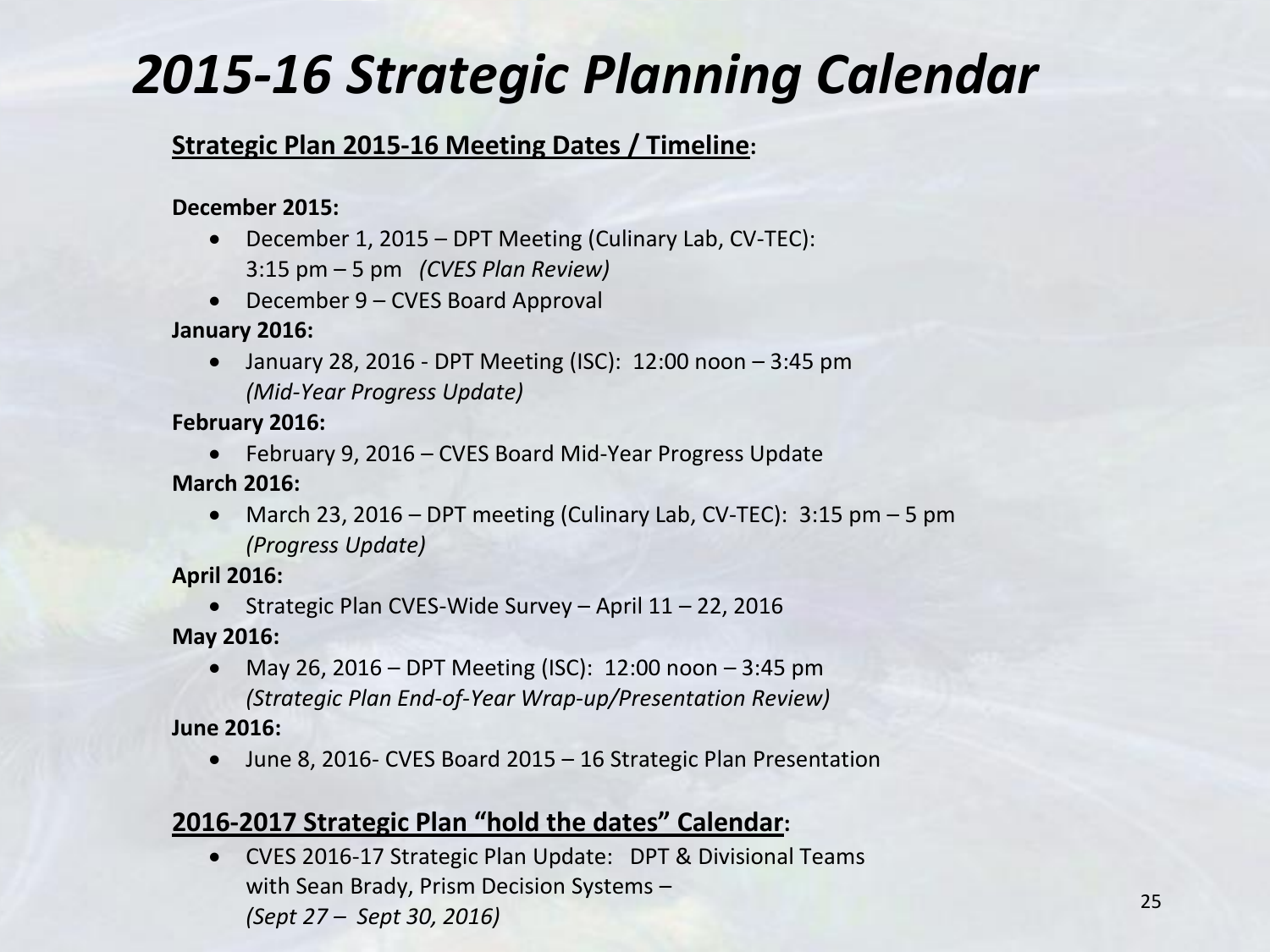# 2015-16 Strategic Planning Calendar

## Strategic Plan 2015-16 Meeting Dates / Timeline:

**December 2015:**

- December 1, 2015 – DPT Meeting (Culinary Lab, CV-TEC): 3:15 pm – 5 pm *(CVES Plan Review)*
- December 9 – CVES Board Approval

**January 2016:**

- January 28, 2016 - DPT Meeting (ISC): 12:00 noon – 3:45 pm *(Mid-Year Progress Update)*

**February 2016:**

- February 9, 2016 – CVES Board Mid-Year Progress Update

**March 2016:**

- March 23, 2016 – DPT meeting (Culinary Lab, CV-TEC): 3:15 pm – 5 pm *(Progress Update)*

**April 2016:**

- Strategic Plan CVES-Wide Survey – April 11 – 22, 2016

**May 2016:**

- May 26, 2016 – DPT Meeting (ISC): 12:00 noon – 3:45 pm *(Strategic Plan End-of-Year Wrap-up/Presentation Review)*

**June 2016:**

- June 8, 2016- CVES Board 2015 – 16 Strategic Plan Presentation

## 2016-2017 Strategic Plan "hold the dates" Calendar:

- CVES 2016-17 Strategic Plan Update: DPT & Divisional Teams with Sean Brady, Prism Decision Systems – *(Sept 27 – Sept 30, 2016)*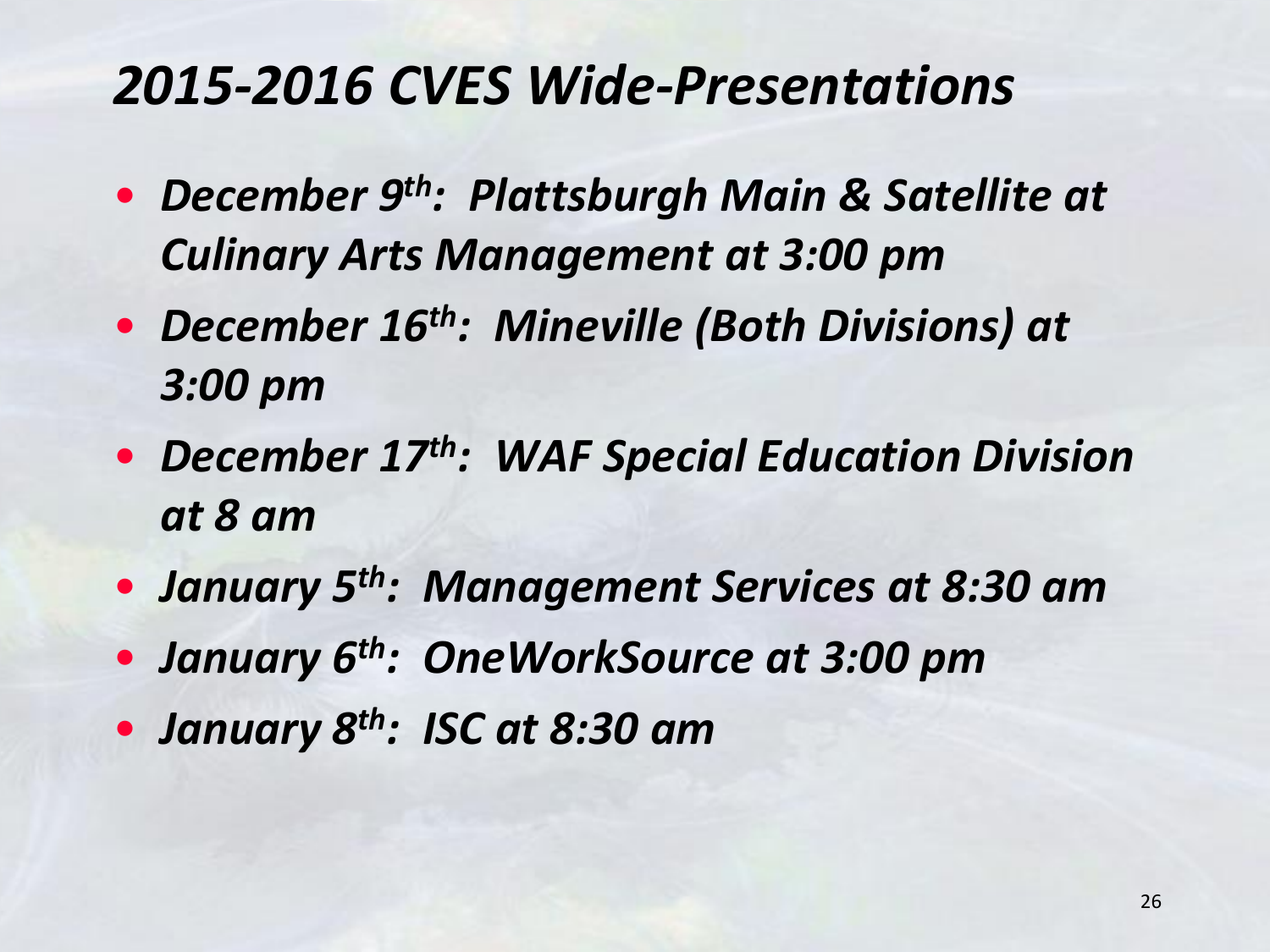# *2015-2016 CVES Wide-Presentations*

- ***December 9th: Plattsburgh Main & Satellite at Culinary Arts Management at 3:00 pm***
- ***December 16th: Mineville (Both Divisions) at 3:00 pm***
- ***December 17th: WAF Special Education Division at 8 am***
- ***January 5th: Management Services at 8:30 am***
- ***January 6th: OneWorkSource at 3:00 pm***
- ***January 8th: ISC at 8:30 am***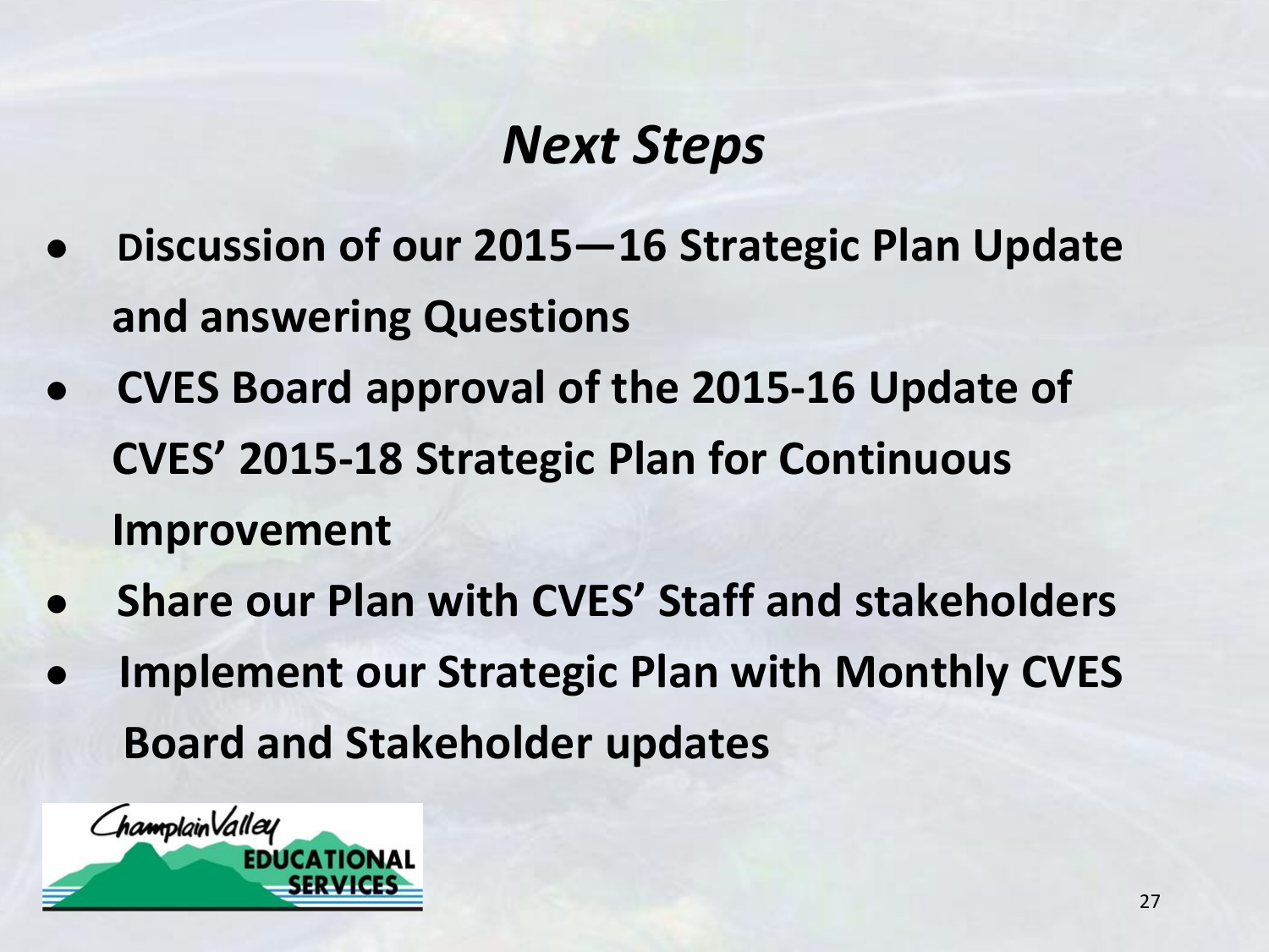# *Next Steps*

- Discussion of our 2015—16 Strategic Plan Update and answering Questions
- CVES Board approval of the 2015-16 Update of CVES' 2015-18 Strategic Plan for Continuous Improvement
- Share our Plan with CVES' Staff and stakeholders
- Implement our Strategic Plan with Monthly CVES Board and Stakeholder updates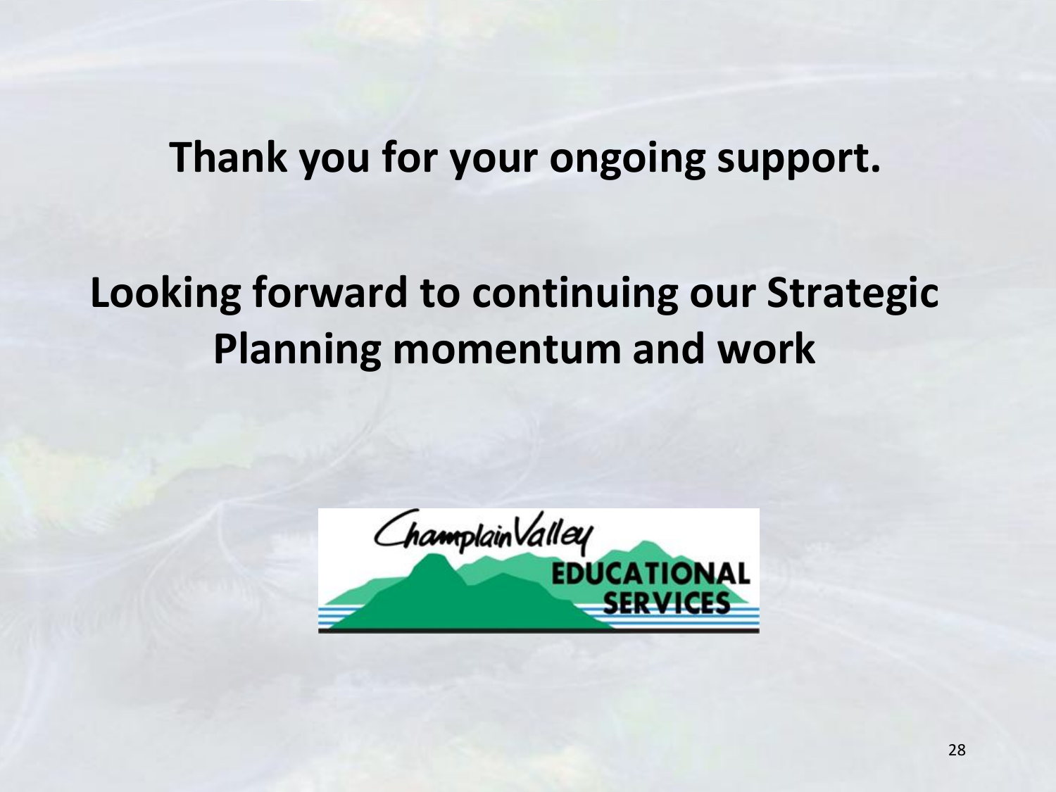**Thank you for your ongoing support.**

**Looking forward to continuing our Strategic Planning momentum and work**

Champlain Valley EDUCATIONAL SERVICES